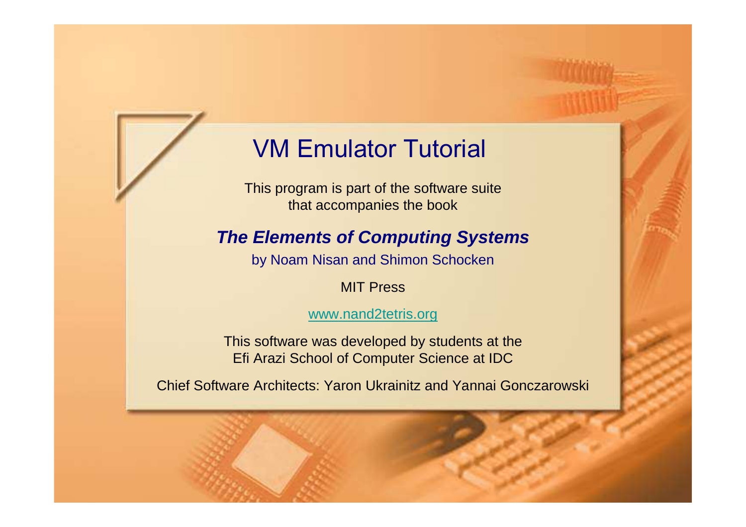# VM Emulator Tutorial

This program is part of the software suite that accompanies the book

***The Elements of Computing Systems***

by Noam Nisan and Shimon Schocken

MIT Press

www.nand2tetris.org

This software was developed by students at the Efi Arazi School of Computer Science at IDC

Chief Software Architects: Yaron Ukrainitz and Yannai Gonczarowski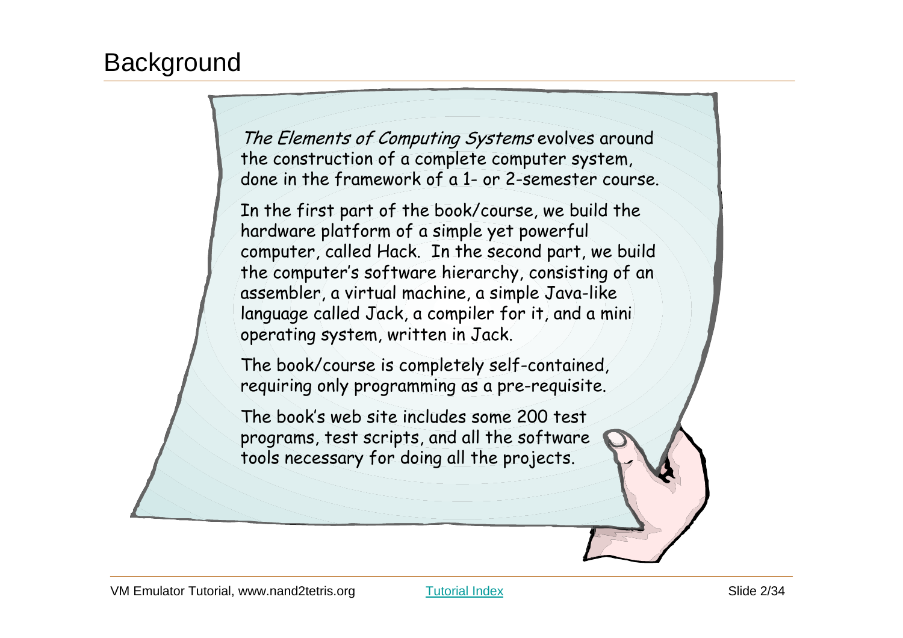# Background

*The Elements of Computing Systems* evolves around the construction of a complete computer system, done in the framework of a 1- or 2-semester course.

In the first part of the book/course, we build the hardware platform of a simple yet powerful computer, called Hack. In the second part, we build the computer's software hierarchy, consisting of an assembler, a virtual machine, a simple Java-like language called Jack, a compiler for it, and a mini operating system, written in Jack.

The book/course is completely self-contained, requiring only programming as a pre-requisite.

The book's web site includes some 200 test programs, test scripts, and all the software tools necessary for doing all the projects.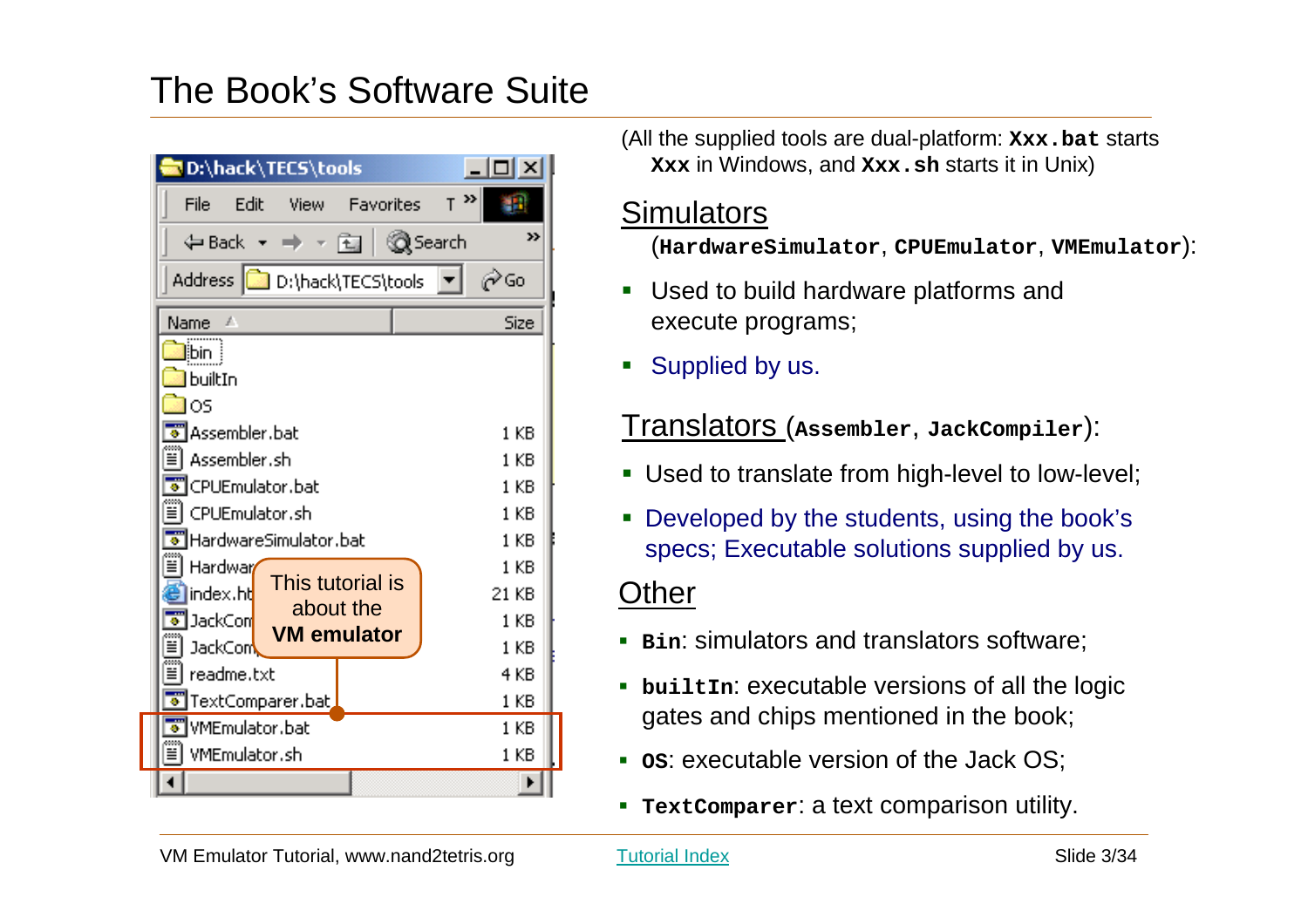# The Book's Software Suite

| Name | Size |
|---|---|
| bin | |
| builtIn | |
| OS | |
| Assembler.bat | 1 KB |
| Assembler.sh | 1 KB |
| CPUEmulator.bat | 1 KB |
| CPUEmulator.sh | 1 KB |
| HardwareSimulator.bat | 1 KB |
| Hardwar... | 1 KB |
| index.ht... | 21 KB |
| JackCom... | 1 KB |
| JackCom... | 1 KB |
| readme.txt | 4 KB |
| TextComparer.bat | 1 KB |
| VMEmulator.bat | 1 KB |
| VMEmulator.sh | 1 KB |

This tutorial is about the **VM emulator**

(All the supplied tools are dual-platform: **`Xxx.bat`** starts **`Xxx`** in Windows, and **`Xxx.sh`** starts it in Unix)

## Simulators

(**`HardwareSimulator`**, **`CPUEmulator`**, **`VMEmulator`**):

- Used to build hardware platforms and execute programs;
- Supplied by us.

## Translators (**`Assembler`**, **`JackCompiler`**):

- Used to translate from high-level to low-level;
- Developed by the students, using the book's specs; Executable solutions supplied by us.

## Other

- **`Bin`**: simulators and translators software;
- **`builtIn`**: executable versions of all the logic gates and chips mentioned in the book;
- **`OS`**: executable version of the Jack OS;
- **`TextComparer`**: a text comparison utility.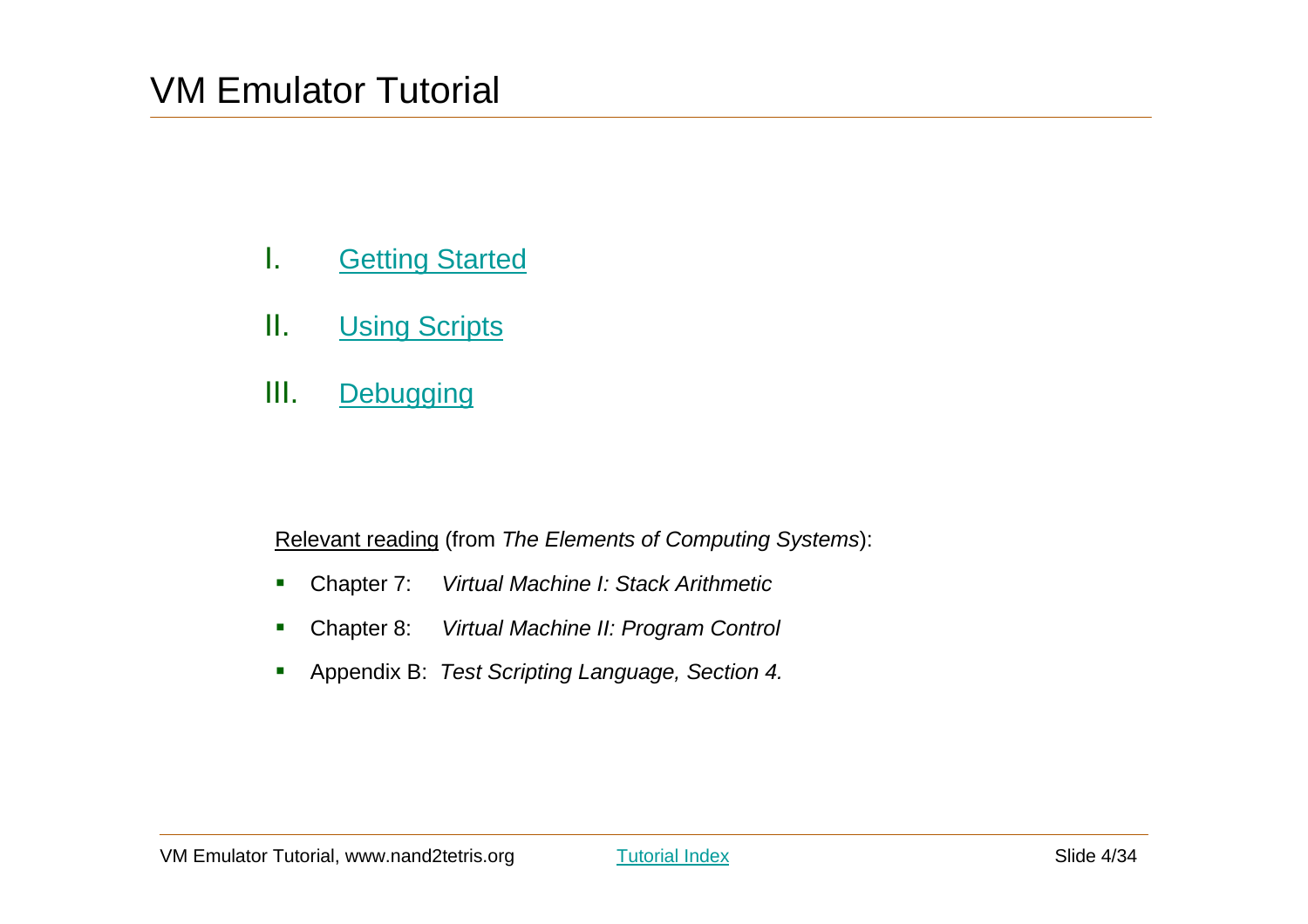# VM Emulator Tutorial

I. Getting Started

II. Using Scripts

III. Debugging

Relevant reading (from *The Elements of Computing Systems*):

- Chapter 7: *Virtual Machine I: Stack Arithmetic*
- Chapter 8: *Virtual Machine II: Program Control*
- Appendix B: *Test Scripting Language, Section 4.*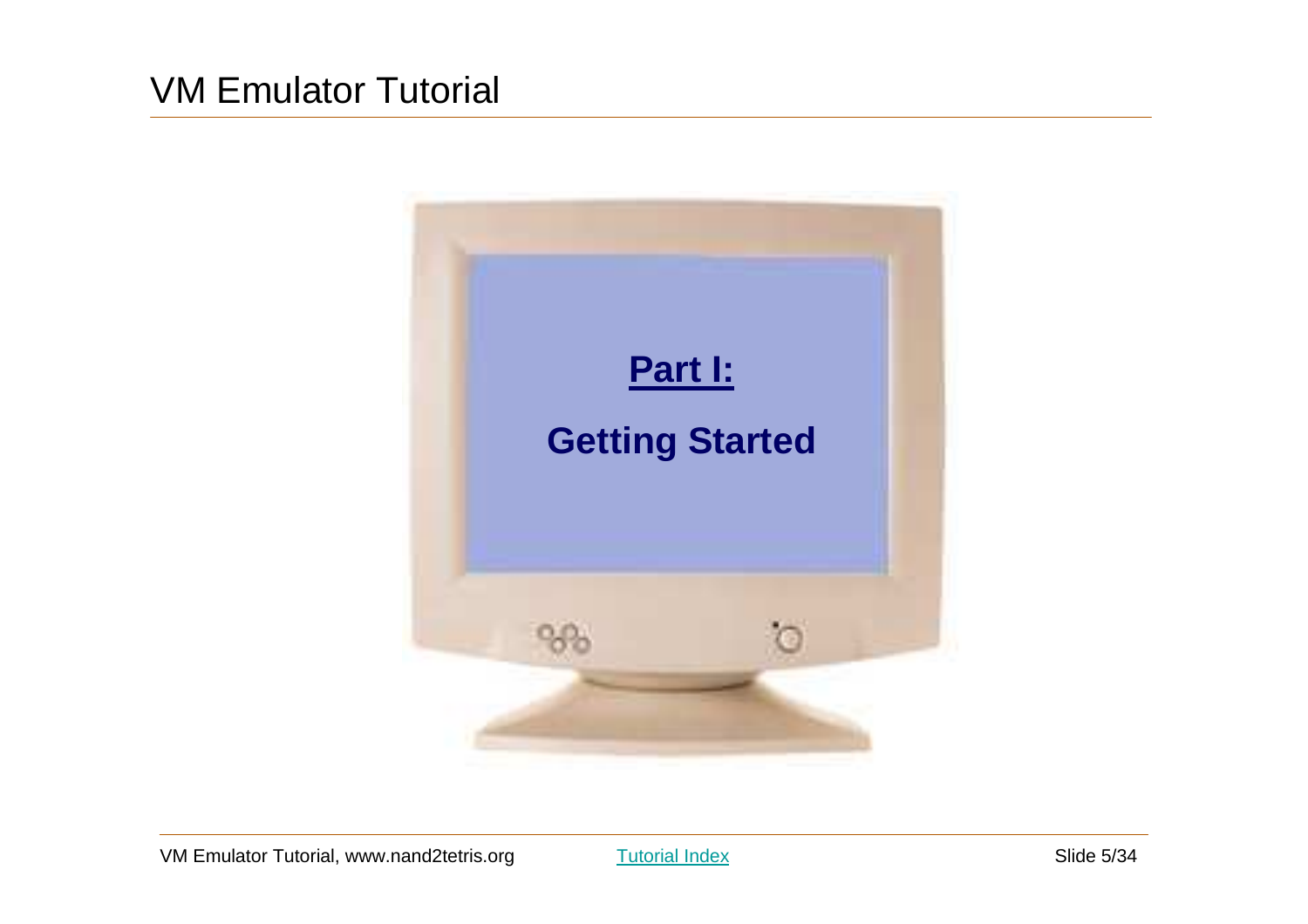# VM Emulator Tutorial

## Part I:

## Getting Started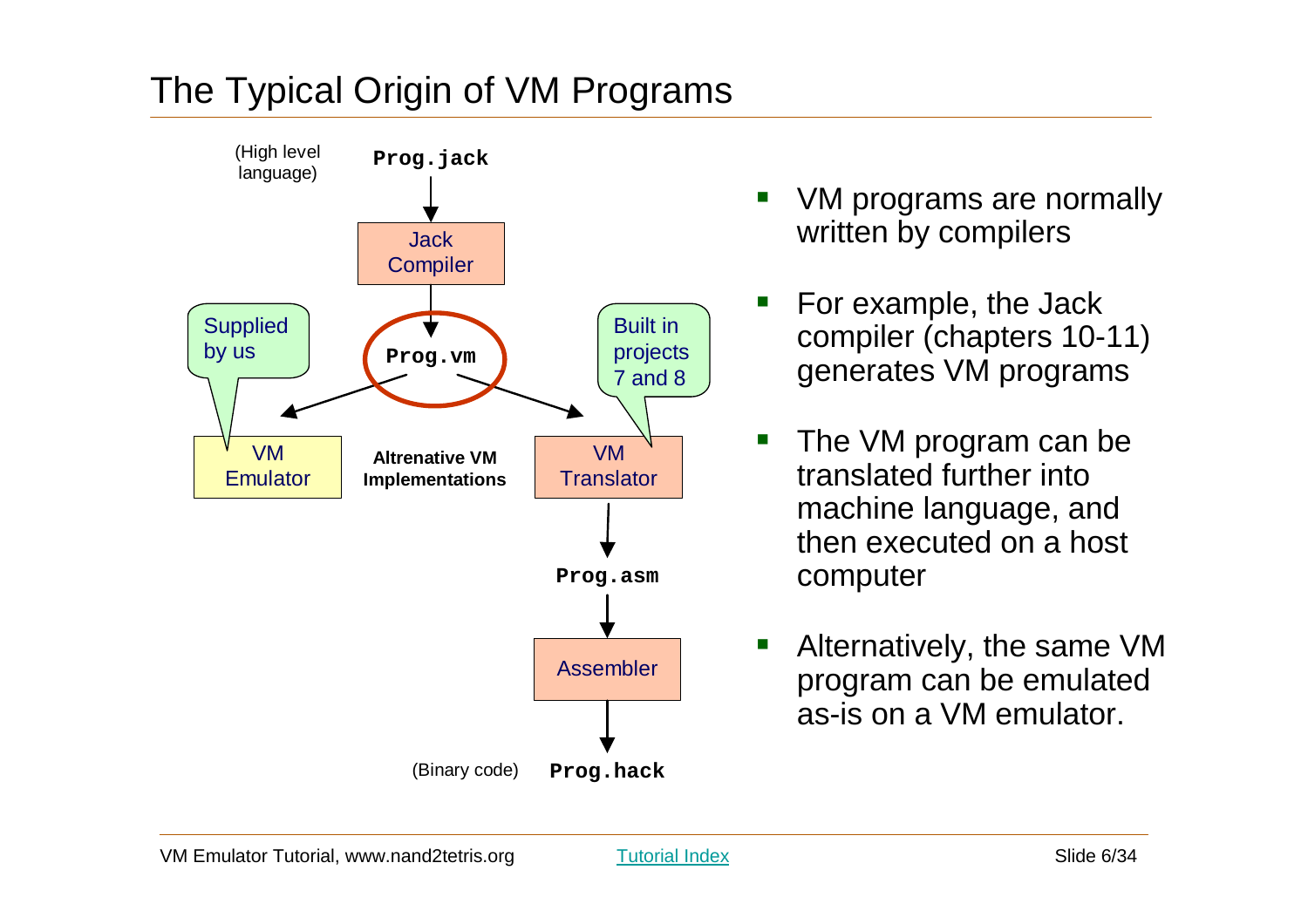# The Typical Origin of VM Programs

(High level language) **Prog.jack**

Jack Compiler

**Prog.vm**

Supplied by us — VM Emulator

**Altrenative VM Implementations**

Built in projects 7 and 8 — VM Translator

**Prog.asm**

Assembler

(Binary code) **Prog.hack**

- VM programs are normally written by compilers
- For example, the Jack compiler (chapters 10-11) generates VM programs
- The VM program can be translated further into machine language, and then executed on a host computer
- Alternatively, the same VM program can be emulated as-is on a VM emulator.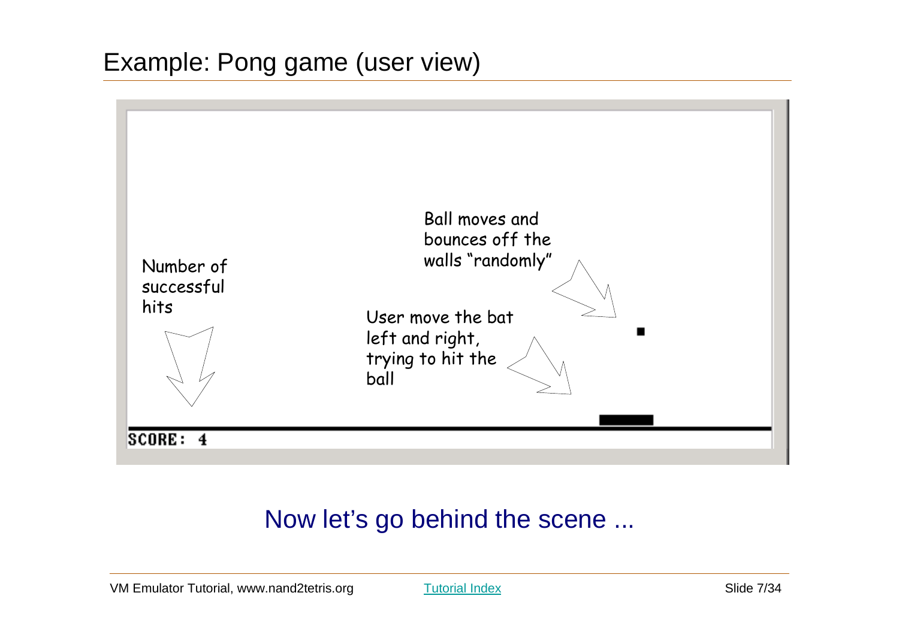# Example: Pong game (user view)

Ball moves and bounces off the walls "randomly"

Number of successful hits

User move the bat left and right, trying to hit the ball

SCORE: 4

Now let's go behind the scene ...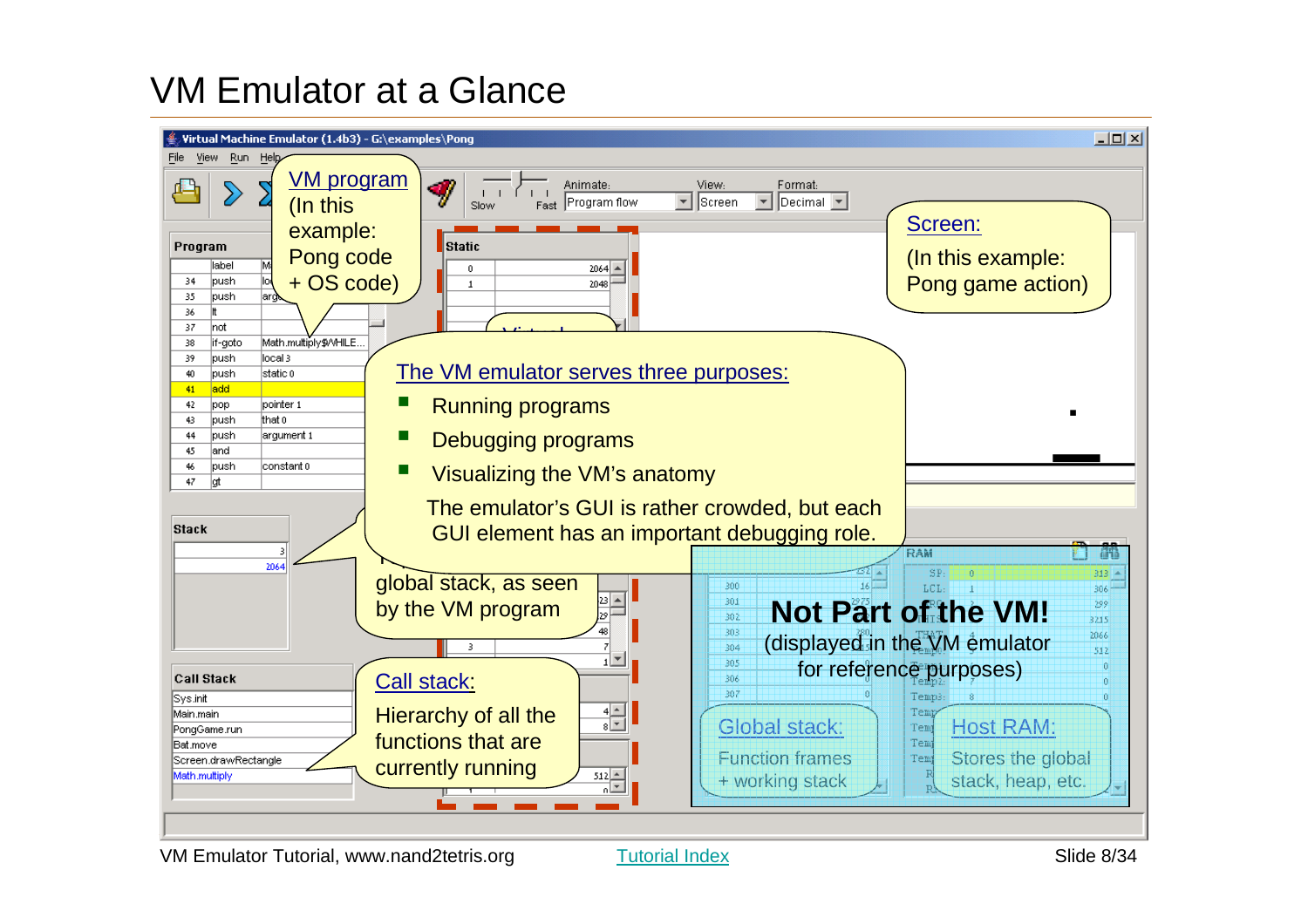# VM Emulator at a Glance

**VM program** (In this example: Pong code + OS code)

**Screen:** (In this example: Pong game action)

**The VM emulator serves three purposes:**

- Running programs
- Debugging programs
- Visualizing the VM's anatomy

The emulator's GUI is rather crowded, but each GUI element has an important debugging role.

global stack, as seen by the VM program

**Call stack:** Hierarchy of all the functions that are currently running

**Not Part of the VM!** (displayed in the VM emulator for reference purposes)

**Global stack:** Function frames + working stack

**Host RAM:** Stores the global stack, heap, etc.

VM Emulator Tutorial, www.nand2tetris.org

Tutorial Index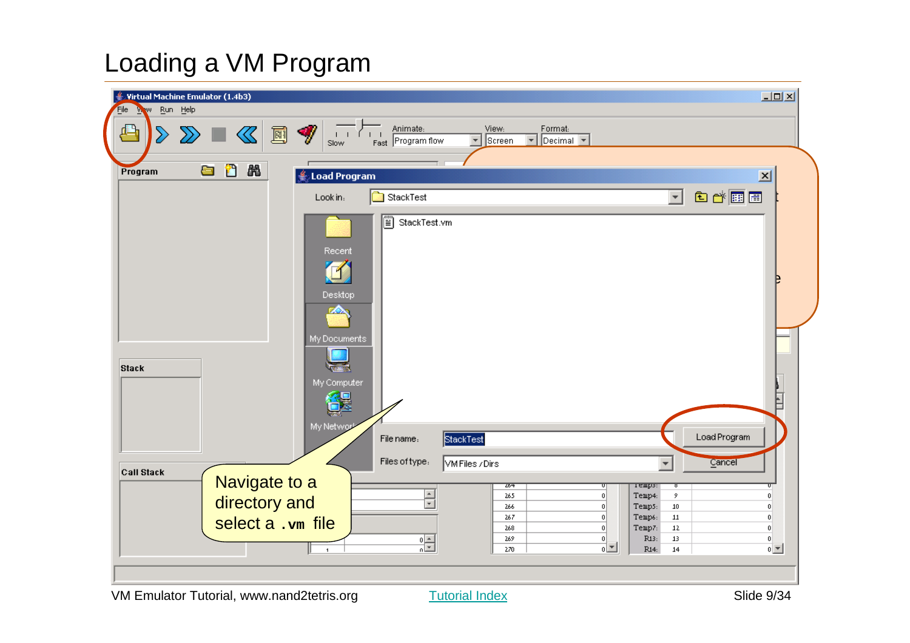# Loading a VM Program

Navigate to a directory and select a `.vm` file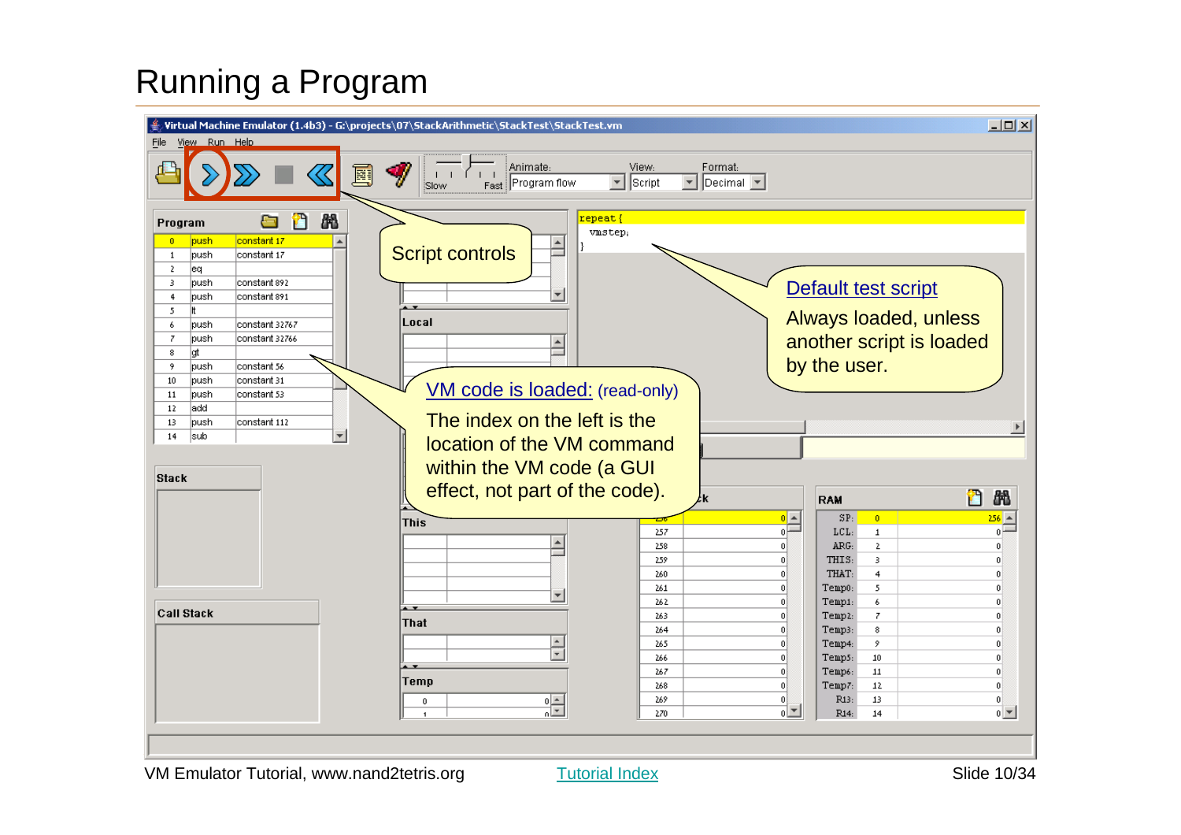# Running a Program

Script controls

Default test script

Always loaded, unless another script is loaded by the user.

VM code is loaded: (read-only)

The index on the left is the location of the VM command within the VM code (a GUI effect, not part of the code).

VM Emulator Tutorial, www.nand2tetris.org

Tutorial Index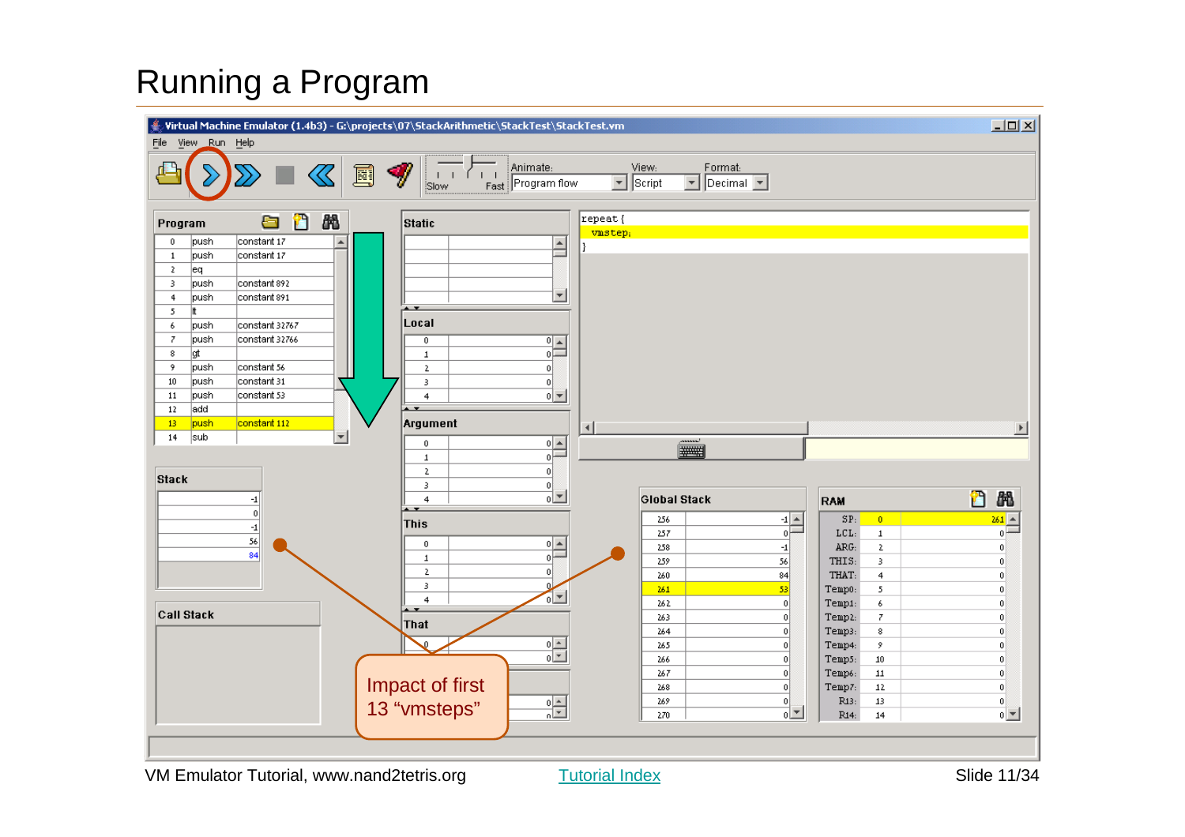# Running a Program

Virtual Machine Emulator (1.4b3) - G:\projects\07\StackArithmetic\StackTest\StackTest.vm

File View Run Help

Animate: Program flow | View: Script | Format: Decimal

**Program**

| | | |
|---|---|---|
| 0 | push | constant 17 |
| 1 | push | constant 17 |
| 2 | eq | |
| 3 | push | constant 892 |
| 4 | push | constant 891 |
| 5 | lt | |
| 6 | push | constant 32767 |
| 7 | push | constant 32766 |
| 8 | gt | |
| 9 | push | constant 56 |
| 10 | push | constant 31 |
| 11 | push | constant 53 |
| 12 | add | |
| 13 | push | constant 112 |
| 14 | sub | |

```
repeat {
  vmstep;
}
```

**Stack**

| |
|---|
| -1 |
| 0 |
| -1 |
| 56 |
| 84 |

**Global Stack**

| | |
|---|---|
| 256 | -1 |
| 257 | 0 |
| 258 | -1 |
| 259 | 56 |
| 260 | 84 |
| 261 | 53 |
| 262 | 0 |
| 263 | 0 |
| 264 | 0 |
| 265 | 0 |
| 266 | 0 |
| 267 | 0 |
| 268 | 0 |
| 269 | 0 |
| 270 | 0 |

**RAM**

| | | |
|---|---|---|
| SP: | 0 | 261 |
| LCL: | 1 | 0 |
| ARG: | 2 | 0 |
| THIS: | 3 | 0 |
| THAT: | 4 | 0 |
| Temp0: | 5 | 0 |
| Temp1: | 6 | 0 |
| Temp2: | 7 | 0 |
| Temp3: | 8 | 0 |
| Temp4: | 9 | 0 |
| Temp5: | 10 | 0 |
| Temp6: | 11 | 0 |
| Temp7: | 12 | 0 |
| R13: | 13 | 0 |
| R14: | 14 | 0 |

Impact of first 13 "vmsteps"

VM Emulator Tutorial, www.nand2tetris.org

Tutorial Index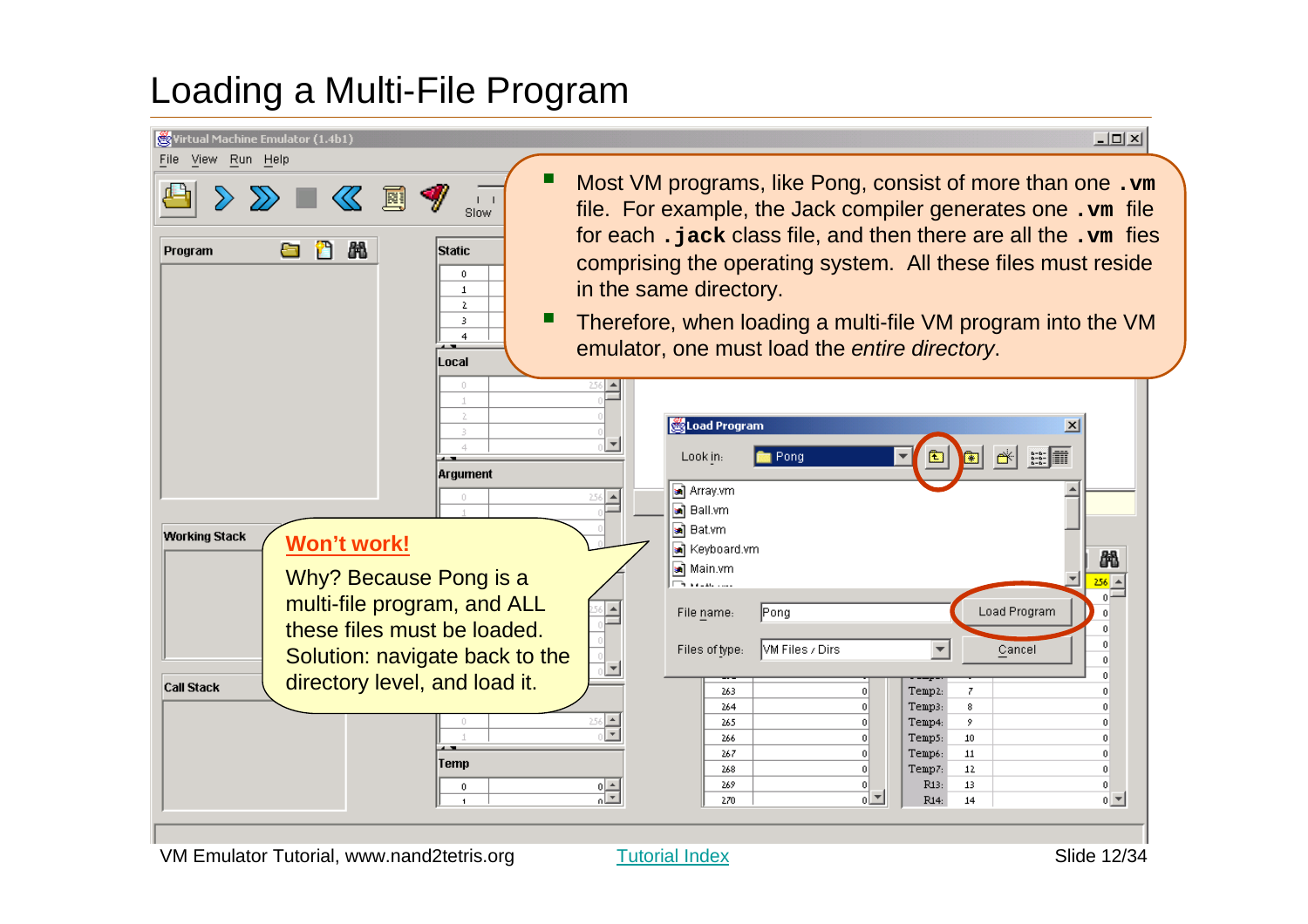# Loading a Multi-File Program

- Most VM programs, like Pong, consist of more than one `.vm` file. For example, the Jack compiler generates one `.vm` file for each `.jack` class file, and then there are all the `.vm` fies comprising the operating system. All these files must reside in the same directory.
- Therefore, when loading a multi-file VM program into the VM emulator, one must load the *entire directory*.

**Won't work!**

Why? Because Pong is a multi-file program, and ALL these files must be loaded. Solution: navigate back to the directory level, and load it.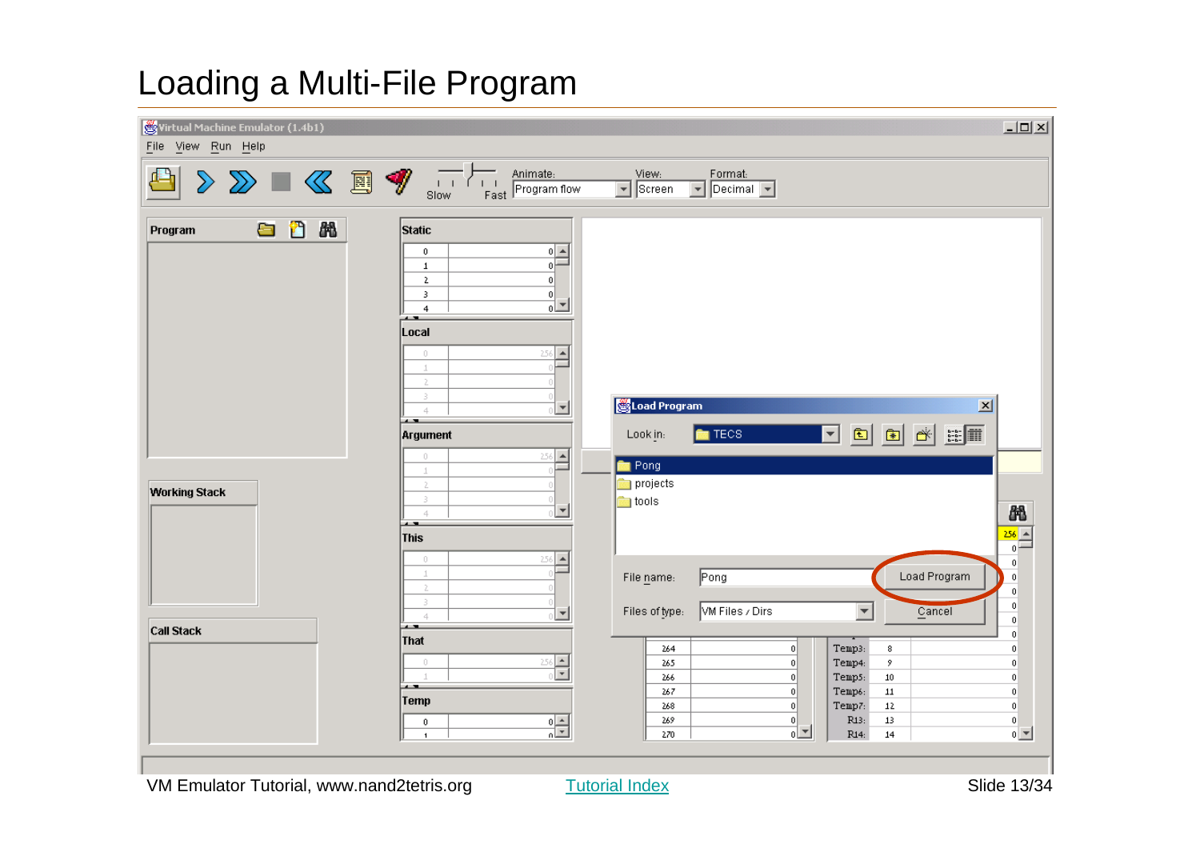# Loading a Multi-File Program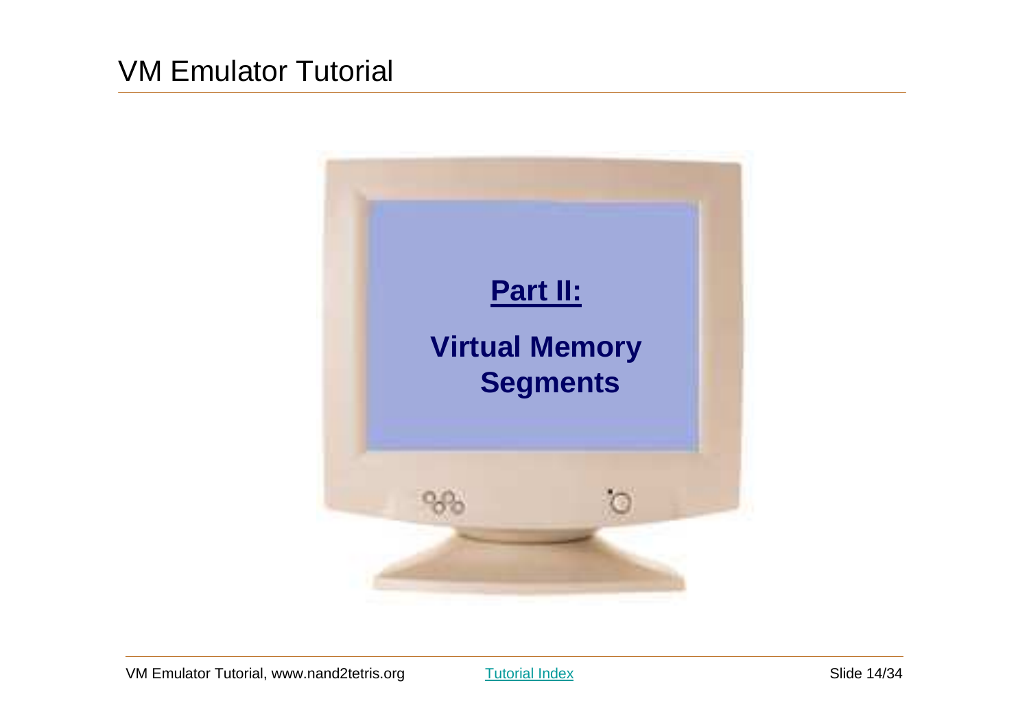# VM Emulator Tutorial

**Part II:**

**Virtual Memory Segments**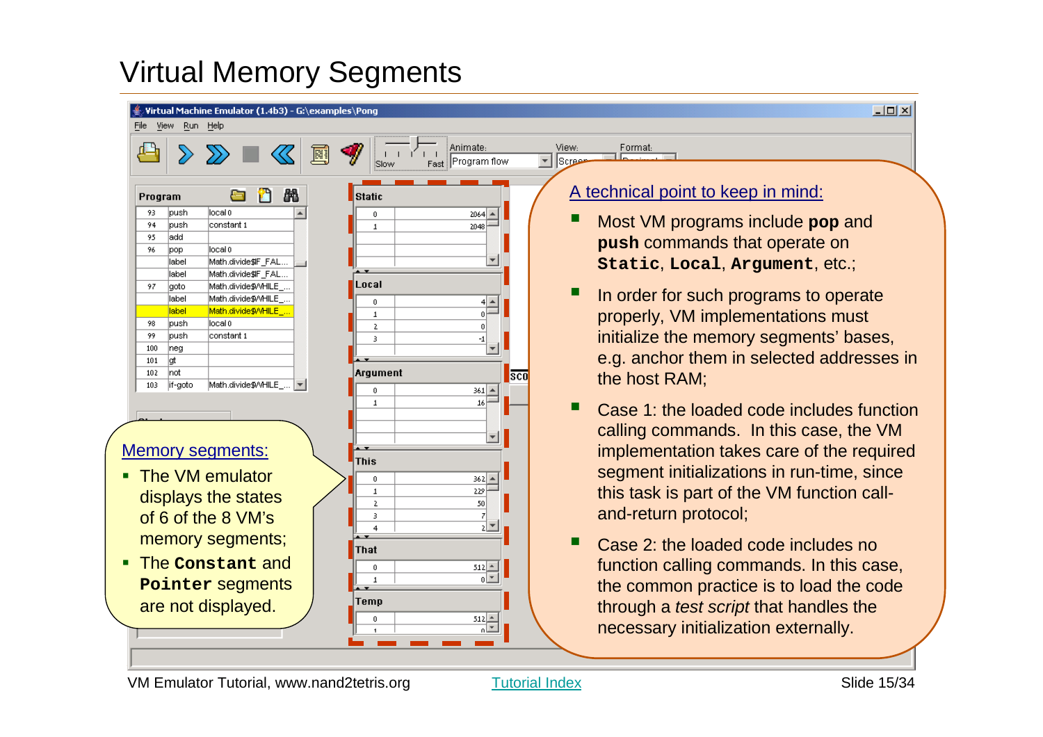# Virtual Memory Segments

Memory segments:

- The VM emulator displays the states of 6 of the 8 VM's memory segments;
- The **Constant** and **Pointer** segments are not displayed.

A technical point to keep in mind:

- Most VM programs include **pop** and **push** commands that operate on **Static**, **Local**, **Argument**, etc.;
- In order for such programs to operate properly, VM implementations must initialize the memory segments' bases, e.g. anchor them in selected addresses in the host RAM;
- Case 1: the loaded code includes function calling commands. In this case, the VM implementation takes care of the required segment initializations in run-time, since this task is part of the VM function call-and-return protocol;
- Case 2: the loaded code includes no function calling commands. In this case, the common practice is to load the code through a *test script* that handles the necessary initialization externally.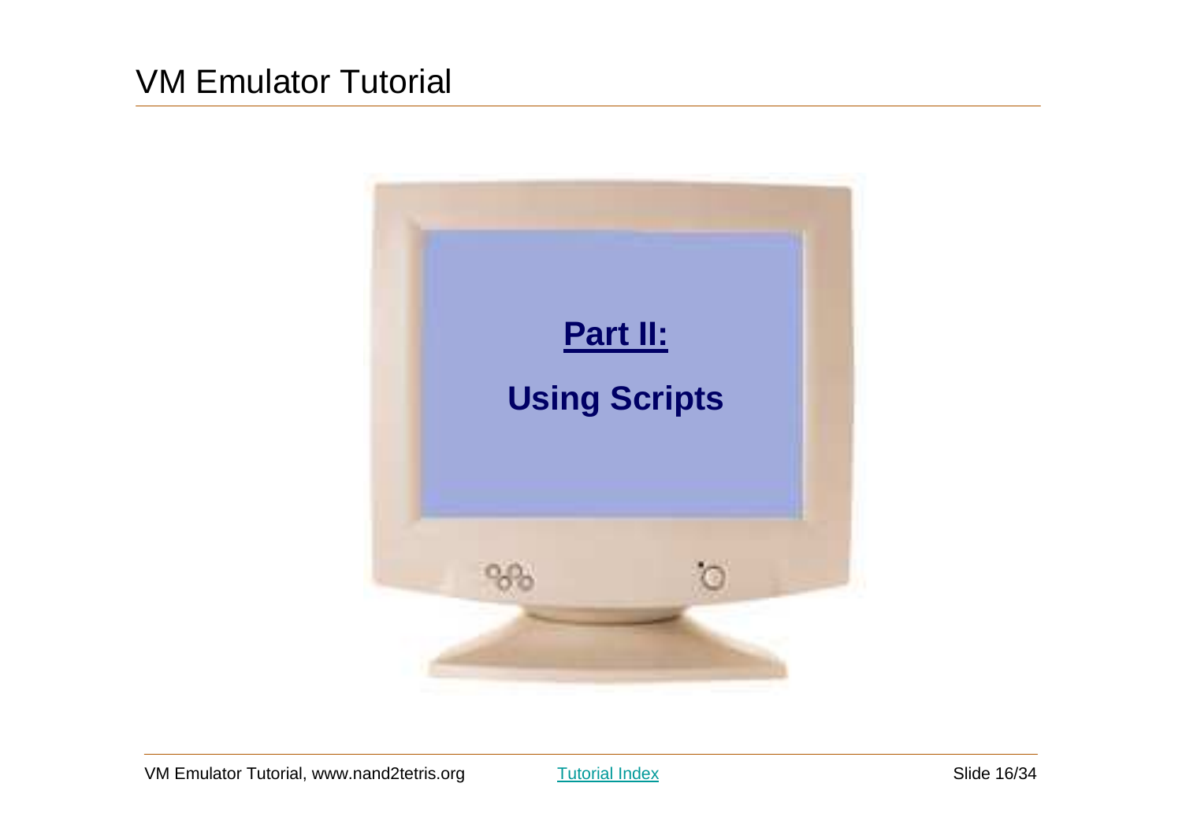# VM Emulator Tutorial

## Part II:

## Using Scripts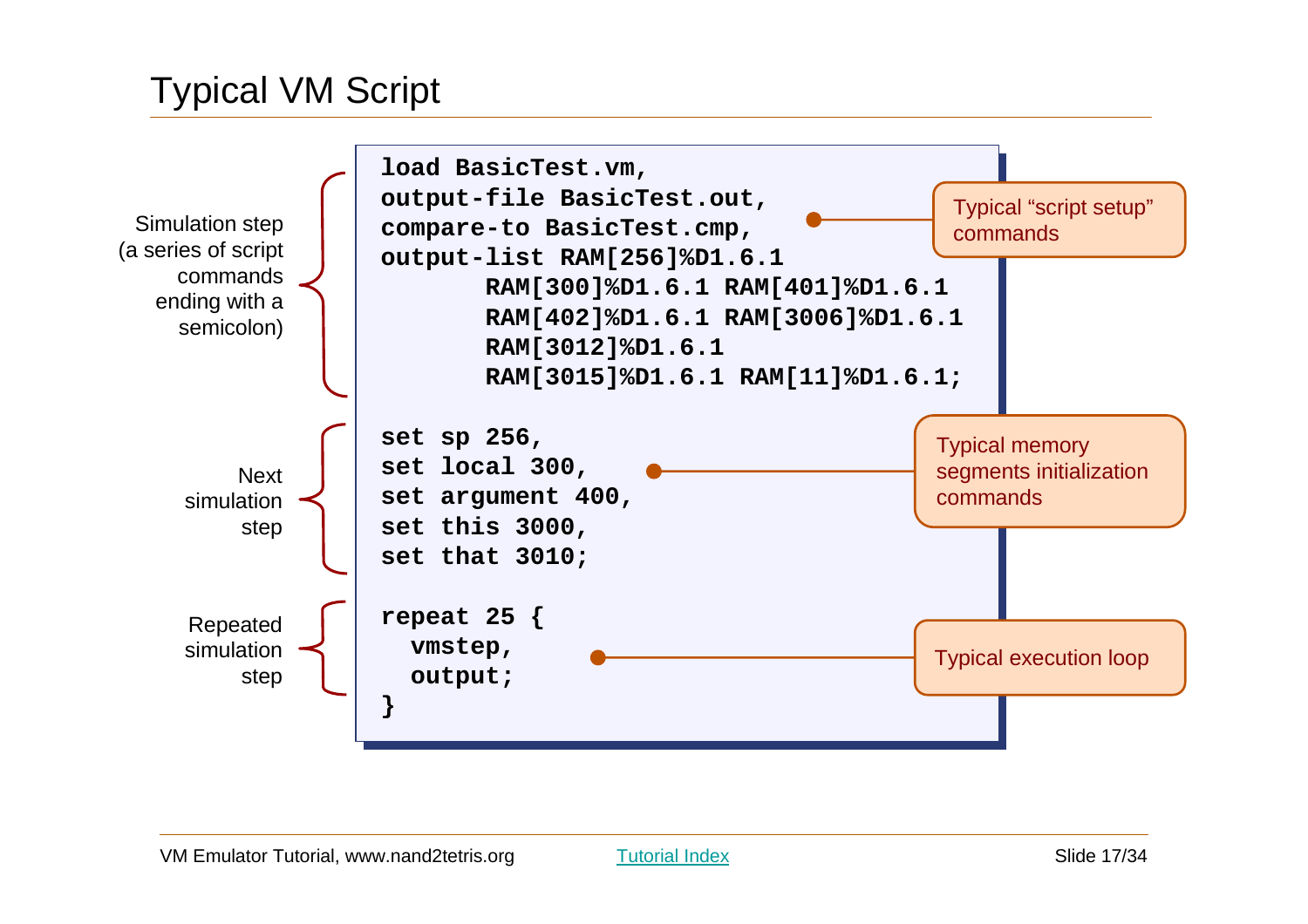# Typical VM Script

```
load BasicTest.vm,
output-file BasicTest.out,
compare-to BasicTest.cmp,
output-list RAM[256]%D1.6.1
       RAM[300]%D1.6.1 RAM[401]%D1.6.1
       RAM[402]%D1.6.1 RAM[3006]%D1.6.1
       RAM[3012]%D1.6.1
       RAM[3015]%D1.6.1 RAM[11]%D1.6.1;

set sp 256,
set local 300,
set argument 400,
set this 3000,
set that 3010;

repeat 25 {
  vmstep,
  output;
}
```

Simulation step (a series of script commands ending with a semicolon)

Next simulation step

Repeated simulation step

Typical "script setup" commands

Typical memory segments initialization commands

Typical execution loop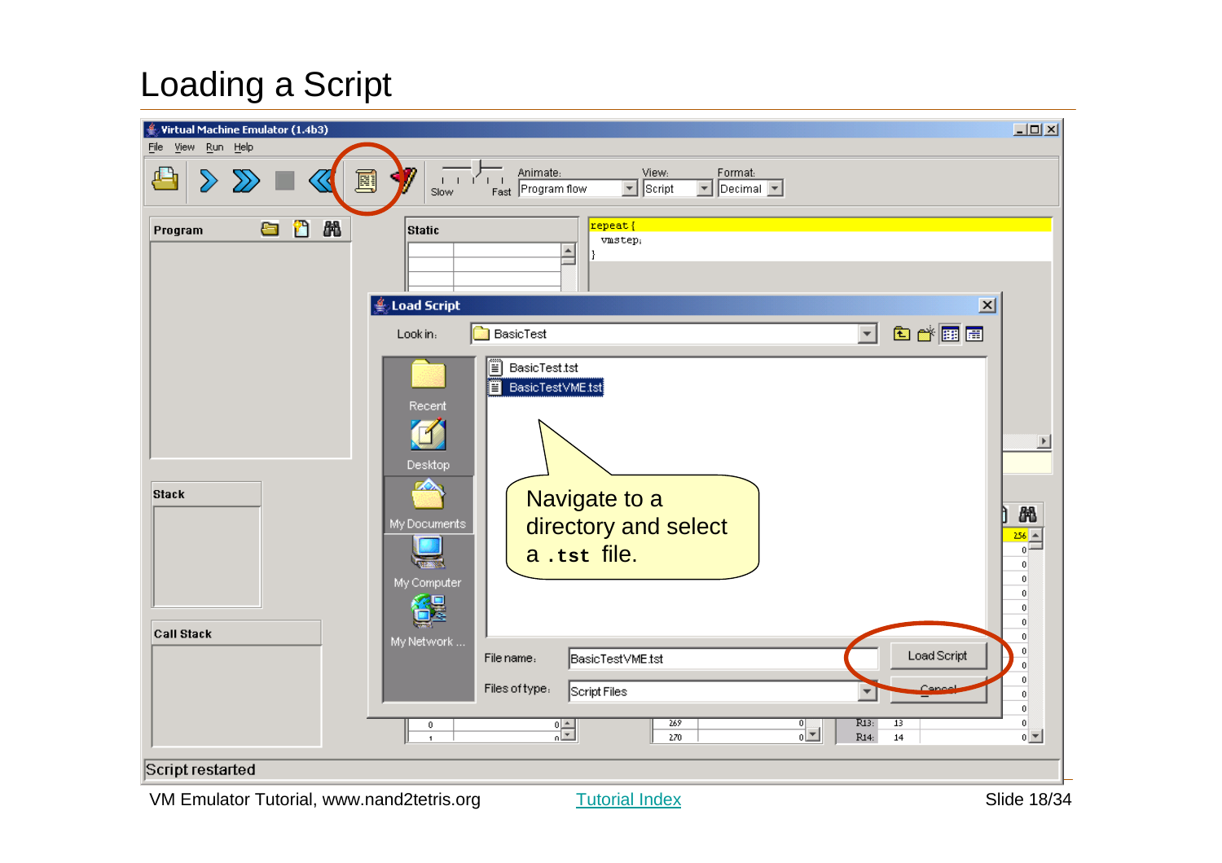# Loading a Script

Navigate to a directory and select a `.tst` file.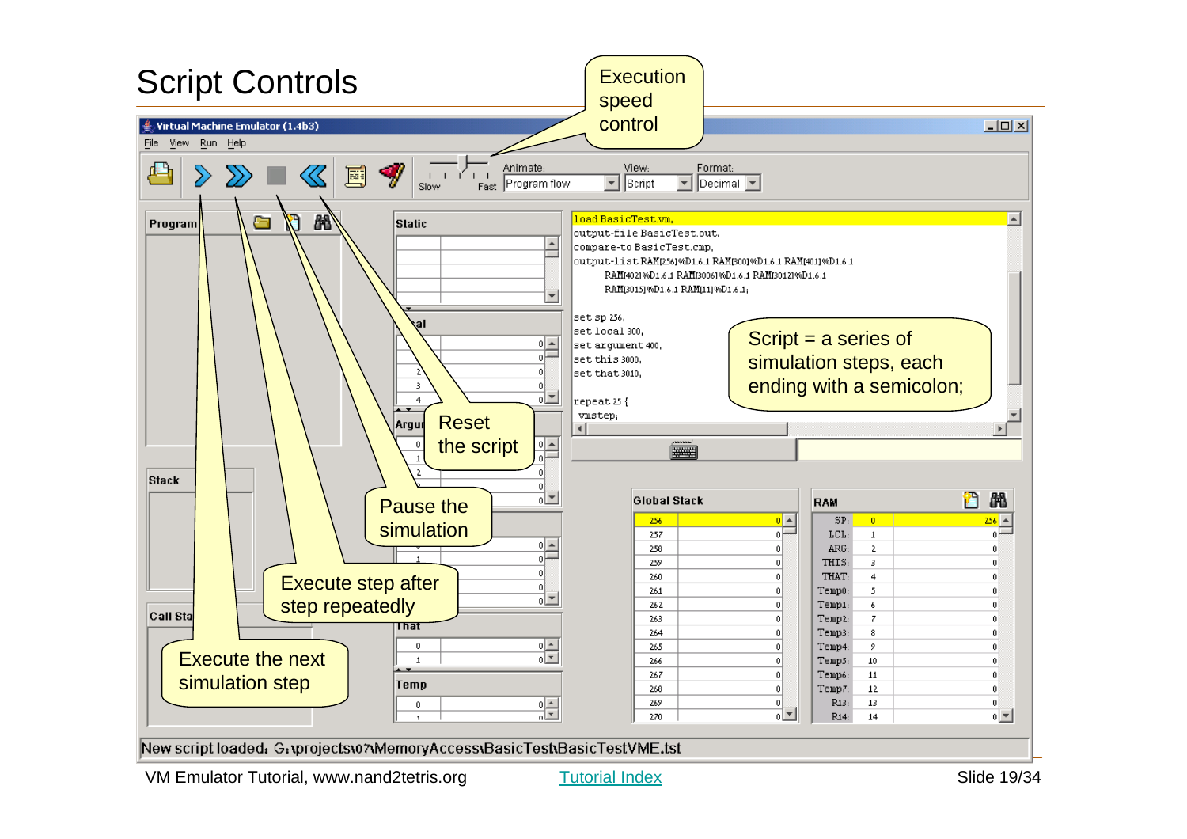# Script Controls

Execution speed control

Script = a series of simulation steps, each ending with a semicolon;

Reset the script

Pause the simulation

Execute step after step repeatedly

Execute the next simulation step

```
load BasicTest.vm,
output-file BasicTest.out,
compare-to BasicTest.cmp,
output-list RAM[256]%D1.6.1 RAM[300]%D1.6.1 RAM[401]%D1.6.1
      RAM[402]%D1.6.1 RAM[3006]%D1.6.1 RAM[3012]%D1.6.1
      RAM[3015]%D1.6.1 RAM[11]%D1.6.1;

set sp 256,
set local 300,
set argument 400,
set this 3000,
set that 3010,

repeat 25 {
 vmstep;
```

New script loaded: G:\projects\07\MemoryAccess\BasicTest\BasicTestVME.tst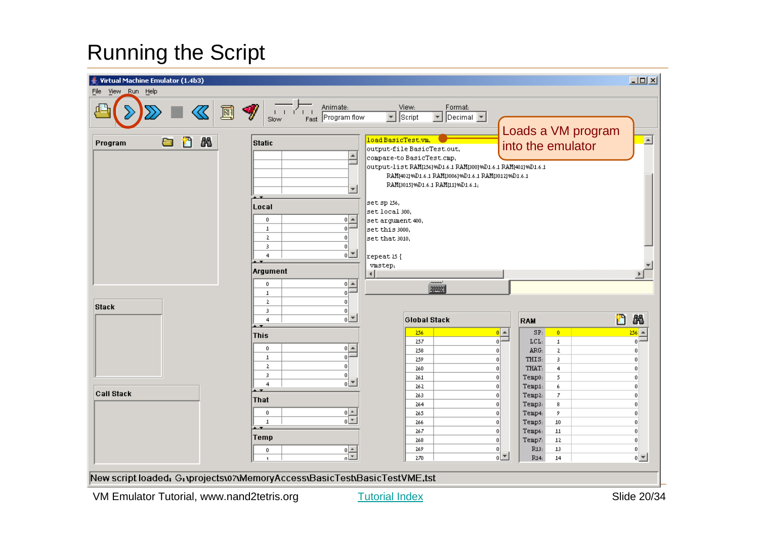# Running the Script

Loads a VM program into the emulator

```
load BasicTest.vm,
output-file BasicTest.out,
compare-to BasicTest.cmp,
output-list RAM[256]%D1.6.1 RAM[300]%D1.6.1 RAM[401]%D1.6.1
      RAM[402]%D1.6.1 RAM[3006]%D1.6.1 RAM[3012]%D1.6.1
      RAM[3015]%D1.6.1 RAM[11]%D1.6.1;

set sp 256,
set local 300,
set argument 400,
set this 3000,
set that 3010,

repeat 25 {
  vmstep;
```

New script loaded: G:\projects\07\MemoryAccess\BasicTest\BasicTestVME.tst

VM Emulator Tutorial, www.nand2tetris.org

Tutorial Index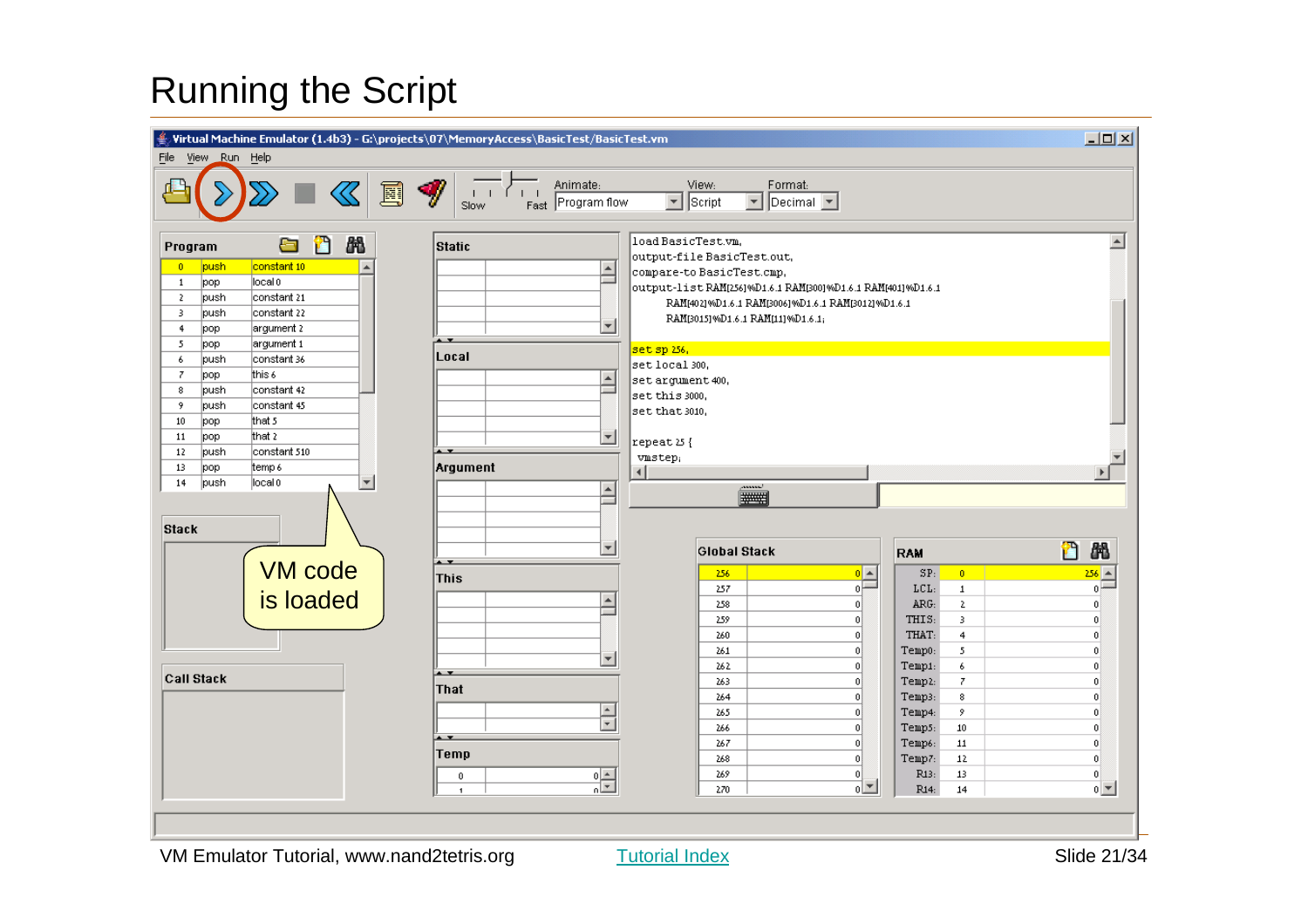# Running the Script

Virtual Machine Emulator (1.4b3) - G:\projects\07\MemoryAccess\BasicTest/BasicTest.vm

File View Run Help

Animate: Program flow | View: Script | Format: Decimal

**Program**

| | | |
|---|---|---|
| 0 | push | constant 10 |
| 1 | pop | local 0 |
| 2 | push | constant 21 |
| 3 | push | constant 22 |
| 4 | pop | argument 2 |
| 5 | pop | argument 1 |
| 6 | push | constant 36 |
| 7 | pop | this 6 |
| 8 | push | constant 42 |
| 9 | push | constant 45 |
| 10 | pop | that 5 |
| 11 | pop | that 2 |
| 12 | push | constant 510 |
| 13 | pop | temp 6 |
| 14 | push | local 0 |

```
load BasicTest.vm,
output-file BasicTest.out,
compare-to BasicTest.cmp,
output-list RAM[256]%D1.6.1 RAM[300]%D1.6.1 RAM[401]%D1.6.1
      RAM[402]%D1.6.1 RAM[3006]%D1.6.1 RAM[3012]%D1.6.1
      RAM[3015]%D1.6.1 RAM[11]%D1.6.1;

set sp 256,
set local 300,
set argument 400,
set this 3000,
set that 3010,

repeat 25 {
  vmstep;
```

VM code is loaded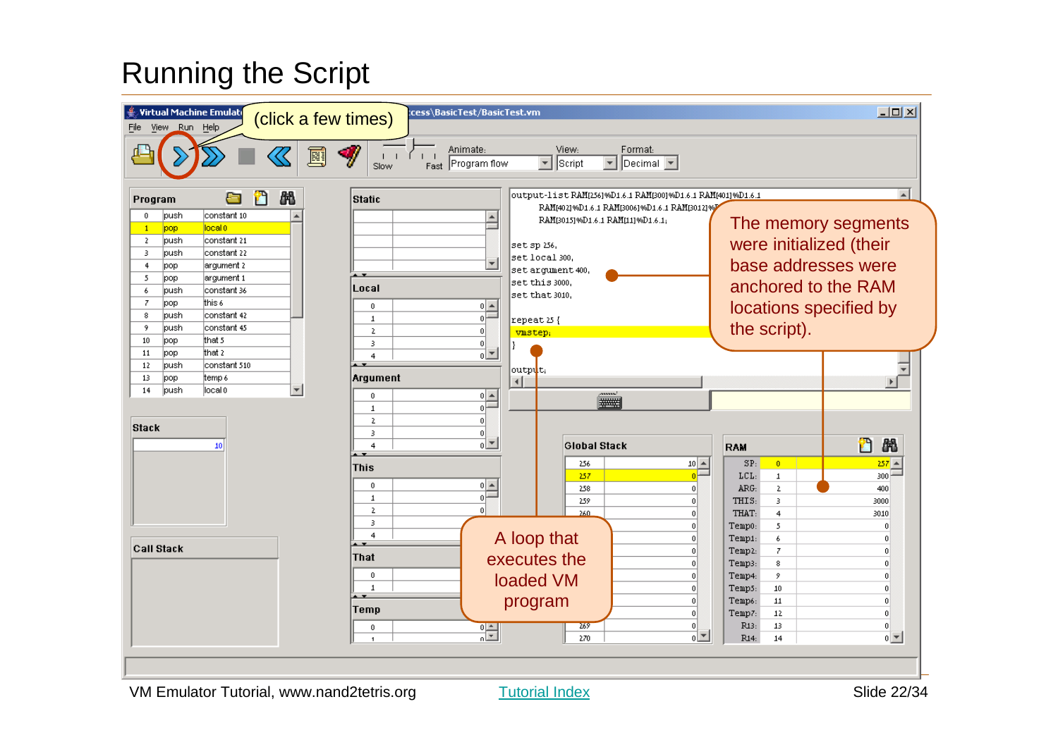# Running the Script

(click a few times)

```
output-list RAM[256]%D1.6.1 RAM[300]%D1.6.1 RAM[401]%D1.6.1
      RAM[402]%D1.6.1 RAM[3006]%D1.6.1 RAM[3012]%D1.6.1
      RAM[3015]%D1.6.1 RAM[11]%D1.6.1;

set sp 256,
set local 300,
set argument 400,
set this 3000,
set that 3010;

repeat 25 {
  vmstep;
}

output;
```

The memory segments were initialized (their base addresses were anchored to the RAM locations specified by the script).

A loop that executes the loaded VM program

| Program | | |
|---|---|---|
| 0 | push | constant 10 |
| 1 | pop | local 0 |
| 2 | push | constant 21 |
| 3 | push | constant 22 |
| 4 | pop | argument 2 |
| 5 | pop | argument 1 |
| 6 | push | constant 36 |
| 7 | pop | this 6 |
| 8 | push | constant 42 |
| 9 | push | constant 45 |
| 10 | pop | that 5 |
| 11 | pop | that 2 |
| 12 | push | constant 510 |
| 13 | pop | temp 6 |
| 14 | push | local 0 |

| RAM | | |
|---|---|---|
| SP: | 0 | 257 |
| LCL: | 1 | 300 |
| ARG: | 2 | 400 |
| THIS: | 3 | 3000 |
| THAT: | 4 | 3010 |
| Temp0: | 5 | 0 |
| Temp1: | 6 | 0 |
| Temp2: | 7 | 0 |
| Temp3: | 8 | 0 |
| Temp4: | 9 | 0 |
| Temp5: | 10 | 0 |
| Temp6: | 11 | 0 |
| Temp7: | 12 | 0 |
| R13: | 13 | 0 |
| R14: | 14 | 0 |

VM Emulator Tutorial, www.nand2tetris.org  Tutorial Index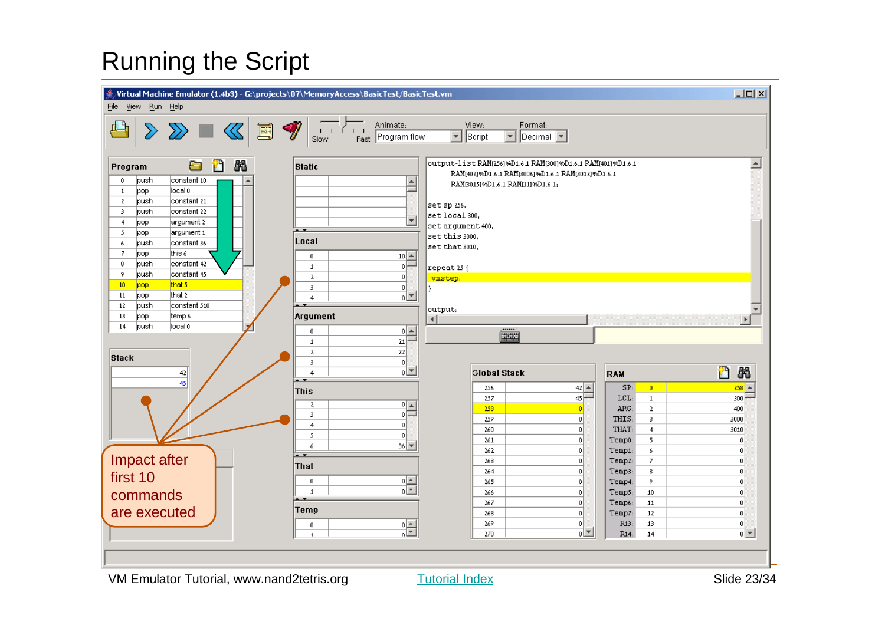# Running the Script

Virtual Machine Emulator (1.4b3) - G:\projects\07\MemoryAccess\BasicTest/BasicTest.vm

File View Run Help

Animate: Program flow — View: Script — Format: Decimal

**Program**

| | | |
|---|---|---|
| 0 | push | constant 10 |
| 1 | pop | local 0 |
| 2 | push | constant 21 |
| 3 | push | constant 22 |
| 4 | pop | argument 2 |
| 5 | pop | argument 1 |
| 6 | push | constant 36 |
| 7 | pop | this 6 |
| 8 | push | constant 42 |
| 9 | push | constant 45 |
| 10 | pop | that 5 |
| 11 | pop | that 2 |
| 12 | push | constant 510 |
| 13 | pop | temp 6 |
| 14 | push | local 0 |

**Stack**: 42, 45

**Static**: (empty)

**Local**: 0: 10, 1: 0, 2: 0, 3: 0, 4: 0

**Argument**: 0: 0, 1: 21, 2: 22, 3: 0, 4: 0

**This**: 2: 0, 3: 0, 4: 0, 5: 0, 6: 36

**That**: 0: 0, 1: 0

**Temp**: 0: 0, 1: 0

```
output-list RAM[256]%D1.6.1 RAM[300]%D1.6.1 RAM[401]%D1.6.1
      RAM[402]%D1.6.1 RAM[3006]%D1.6.1 RAM[3012]%D1.6.1
      RAM[3015]%D1.6.1 RAM[11]%D1.6.1;

set sp 256,
set local 300,
set argument 400,
set this 3000,
set that 3010;

repeat 25 {
  vmstep;
}

output;
```

**Global Stack**

| | |
|---|---|
| 256 | 42 |
| 257 | 45 |
| 258 | 0 |
| 259 | 0 |
| 260 | 0 |
| 261 | 0 |
| 262 | 0 |
| 263 | 0 |
| 264 | 0 |
| 265 | 0 |
| 266 | 0 |
| 267 | 0 |
| 268 | 0 |
| 269 | 0 |
| 270 | 0 |

**RAM**

| | | |
|---|---|---|
| SP: | 0 | 258 |
| LCL: | 1 | 300 |
| ARG: | 2 | 400 |
| THIS: | 3 | 3000 |
| THAT: | 4 | 3010 |
| Temp0: | 5 | 0 |
| Temp1: | 6 | 0 |
| Temp2: | 7 | 0 |
| Temp3: | 8 | 0 |
| Temp4: | 9 | 0 |
| Temp5: | 10 | 0 |
| Temp6: | 11 | 0 |
| Temp7: | 12 | 0 |
| R13: | 13 | 0 |
| R14: | 14 | 0 |

Impact after first 10 commands are executed

VM Emulator Tutorial, www.nand2tetris.org

Tutorial Index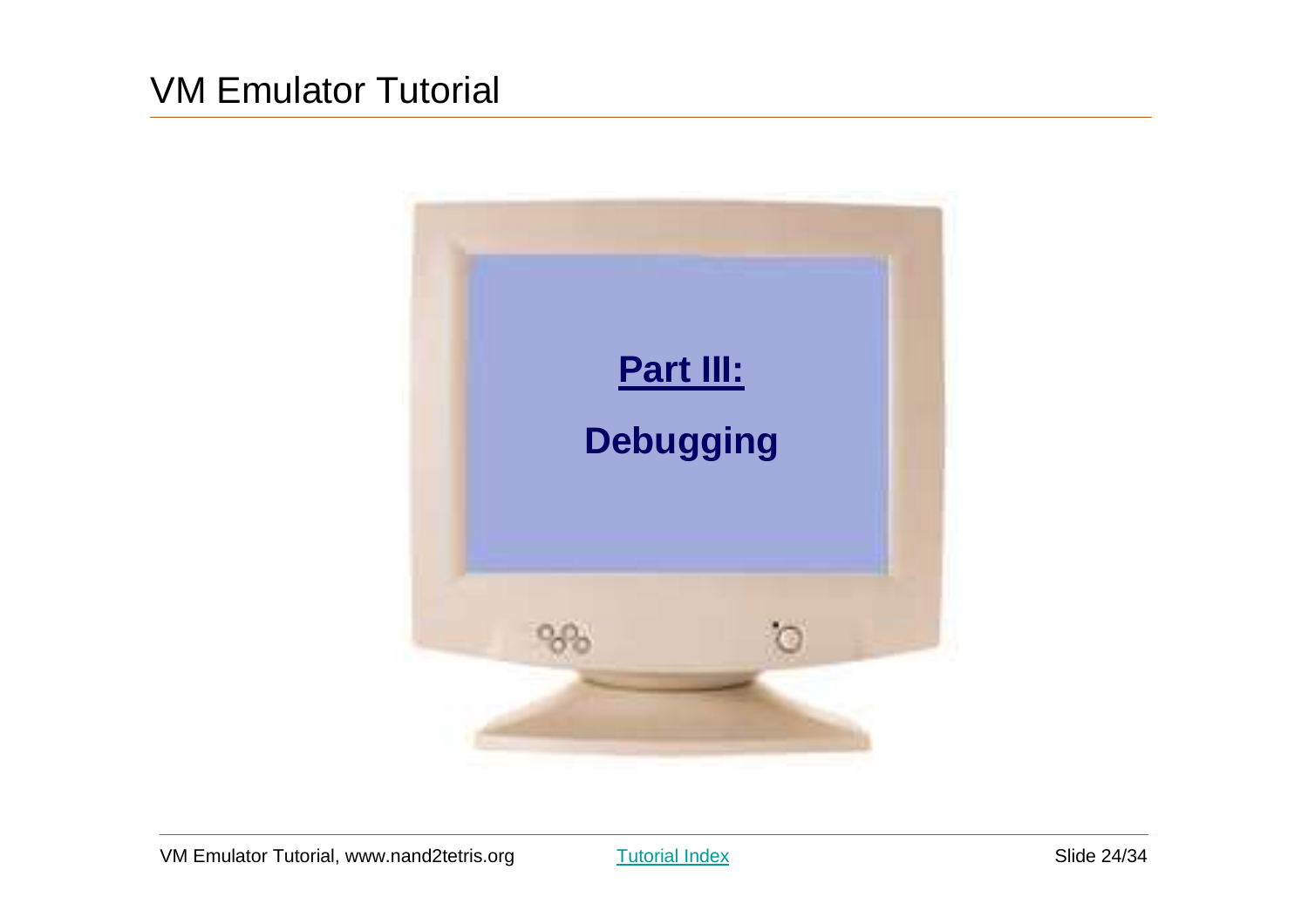# VM Emulator Tutorial

**Part III:**

**Debugging**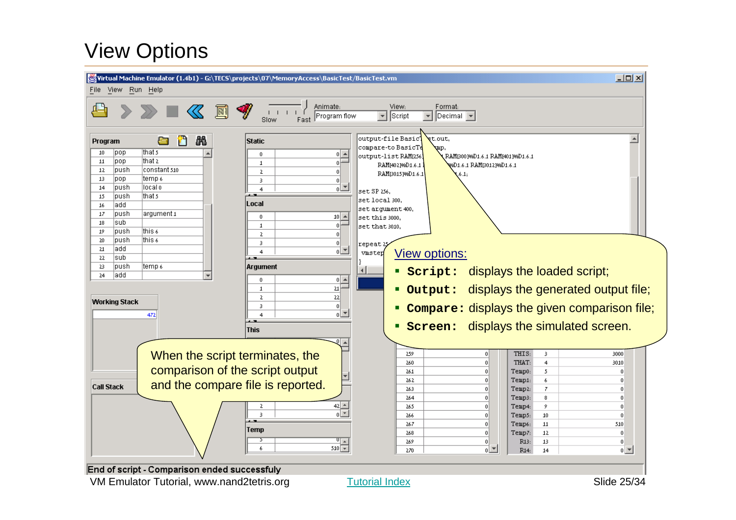# View Options

When the script terminates, the comparison of the script output and the compare file is reported.

View options:

- **Script:** displays the loaded script;
- **Output:** displays the generated output file;
- **Compare:** displays the given comparison file;
- **Screen:** displays the simulated screen.

End of script - Comparison ended successfully

VM Emulator Tutorial, www.nand2tetris.org

Tutorial Index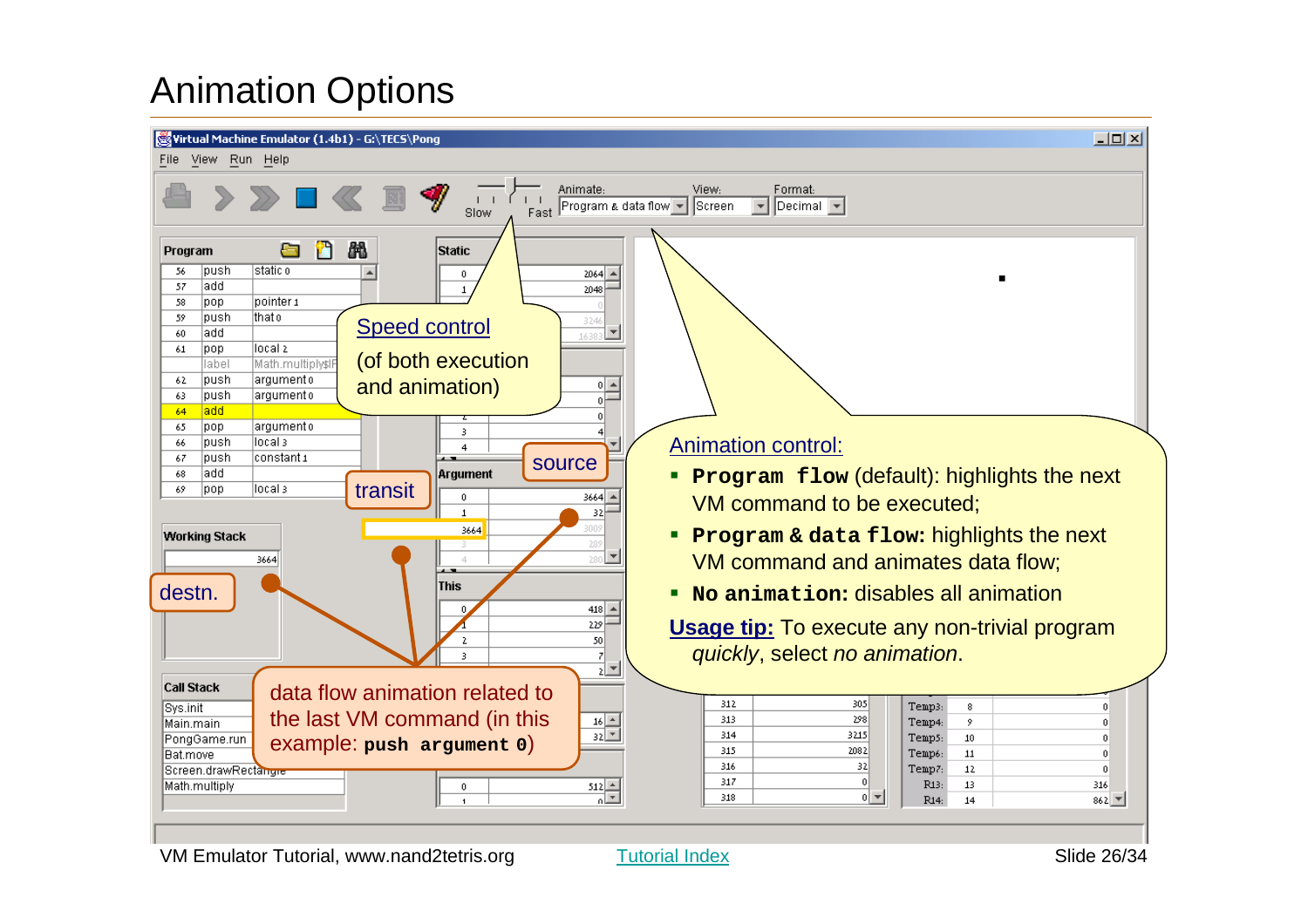# Animation Options

Speed control

(of both execution and animation)

source

transit

destn.

data flow animation related to the last VM command (in this example: **`push argument 0`**)

Animation control:

- **`Program flow`** (default): highlights the next VM command to be executed;
- **`Program & data flow:`** highlights the next VM command and animates data flow;
- **`No animation:`** disables all animation

Usage tip: To execute any non-trivial program *quickly*, select *no animation*.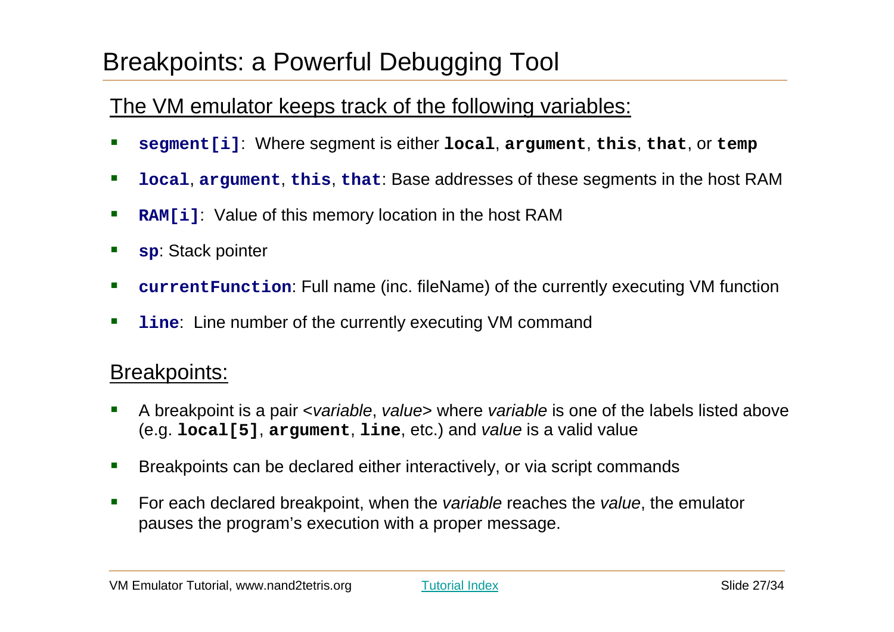# Breakpoints: a Powerful Debugging Tool

## The VM emulator keeps track of the following variables:

- **`segment[i]`**: Where segment is either **`local`**, **`argument`**, **`this`**, **`that`**, or **`temp`**
- **`local`**, **`argument`**, **`this`**, **`that`**: Base addresses of these segments in the host RAM
- **`RAM[i]`**: Value of this memory location in the host RAM
- **`sp`**: Stack pointer
- **`currentFunction`**: Full name (inc. fileName) of the currently executing VM function
- **`line`**: Line number of the currently executing VM command

## Breakpoints:

- A breakpoint is a pair <*variable*, *value*> where *variable* is one of the labels listed above (e.g. **`local[5]`**, **`argument`**, **`line`**, etc.) and *value* is a valid value
- Breakpoints can be declared either interactively, or via script commands
- For each declared breakpoint, when the *variable* reaches the *value*, the emulator pauses the program's execution with a proper message.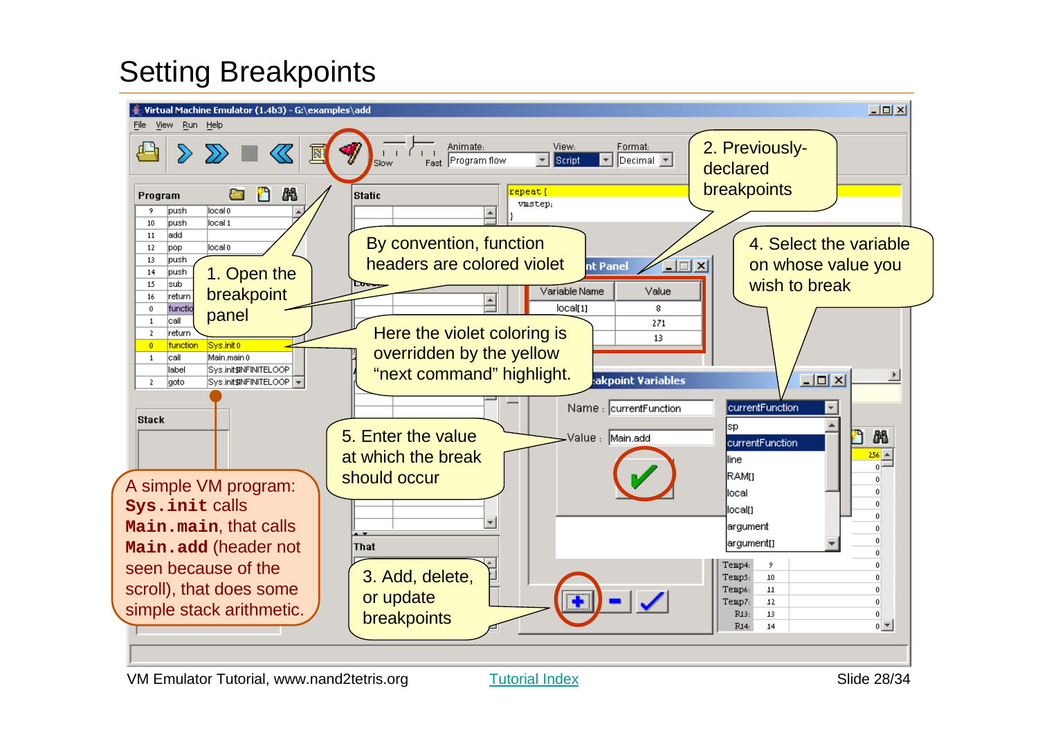# Setting Breakpoints

1. Open the breakpoint panel

2. Previously-declared breakpoints

3. Add, delete, or update breakpoints

4. Select the variable on whose value you wish to break

5. Enter the value at which the break should occur

By convention, function headers are colored violet

Here the violet coloring is overridden by the yellow "next command" highlight.

A simple VM program: **`Sys.init`** calls **`Main.main`**, that calls **`Main.add`** (header not seen because of the scroll), that does some simple stack arithmetic.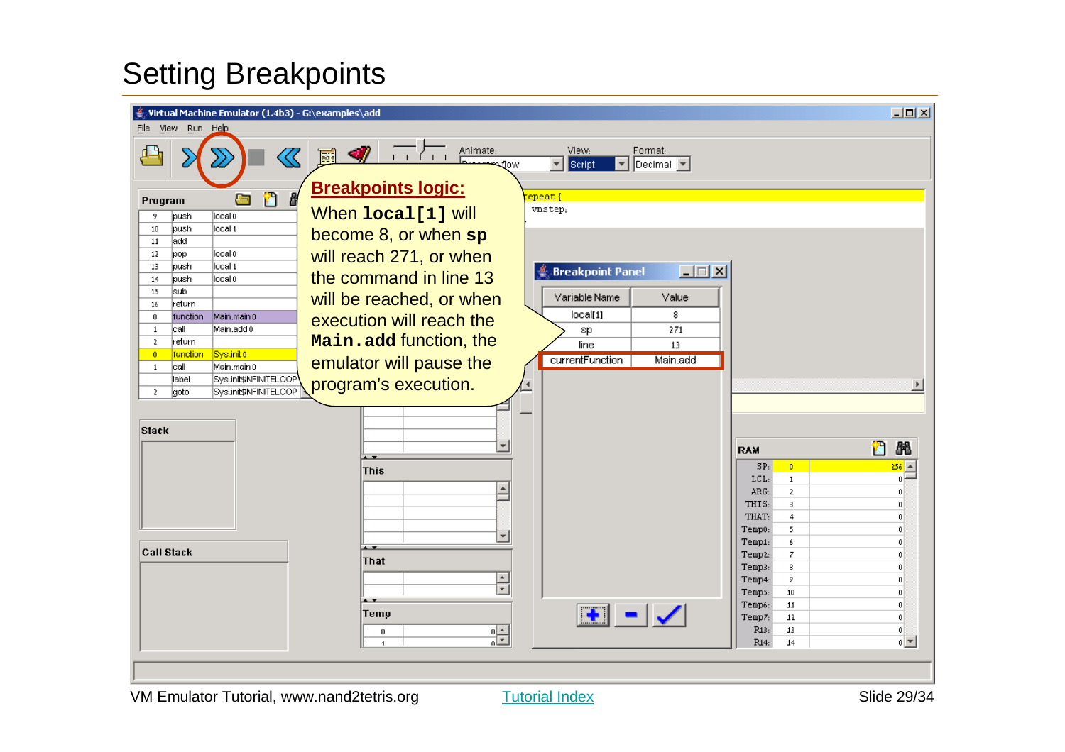# Setting Breakpoints

**Breakpoints logic:**

When `local[1]` will become 8, or when `sp` will reach 271, or when the command in line 13 will be reached, or when execution will reach the `Main.add` function, the emulator will pause the program's execution.

**Breakpoint Panel**

| Variable Name | Value |
|---|---|
| local[1] | 8 |
| sp | 271 |
| line | 13 |
| currentFunction | Main.add |

VM Emulator Tutorial, www.nand2tetris.org

Tutorial Index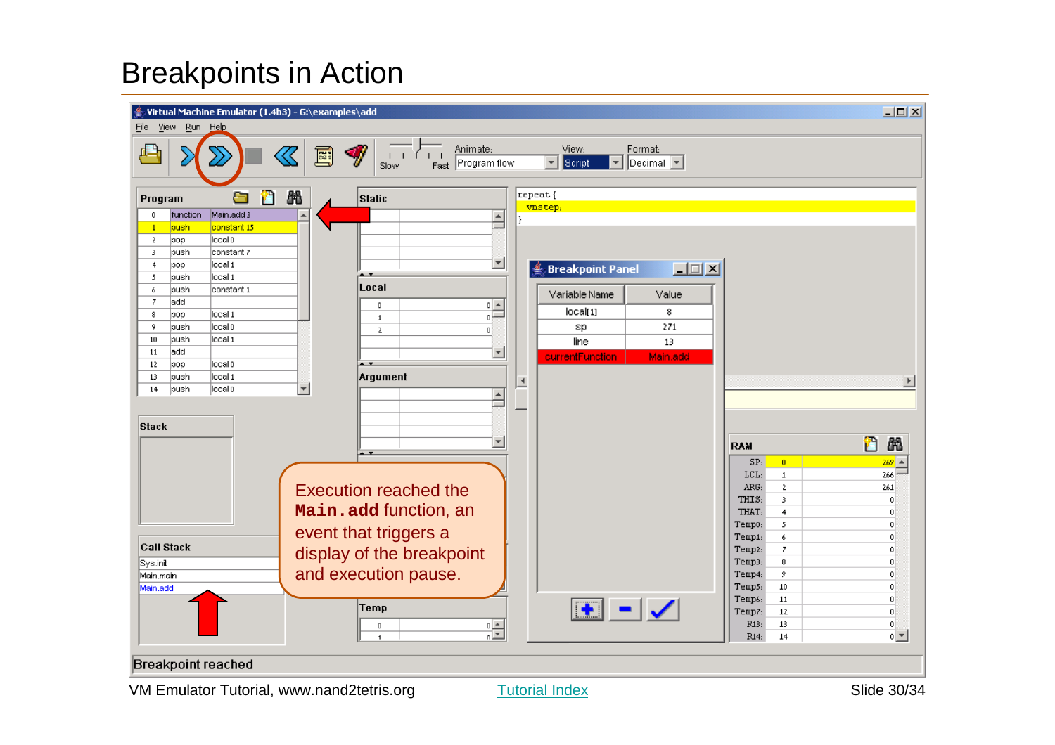# Breakpoints in Action

Execution reached the **Main.add** function, an event that triggers a display of the breakpoint and execution pause.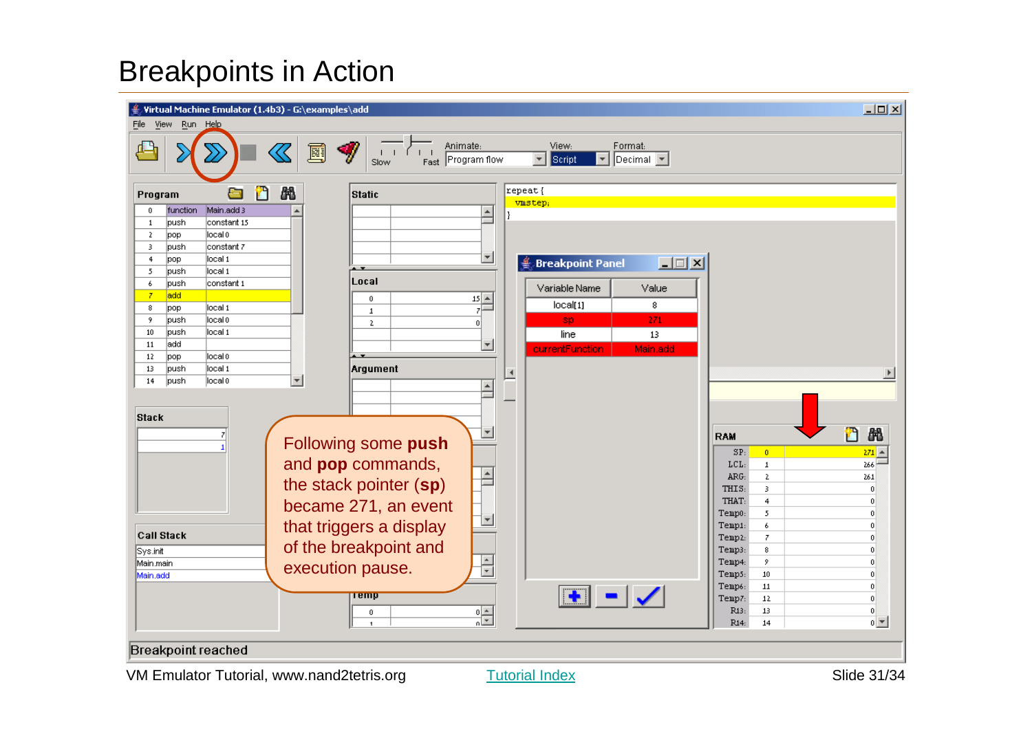# Breakpoints in Action

Following some **push** and **pop** commands, the stack pointer (**sp**) became 271, an event that triggers a display of the breakpoint and execution pause.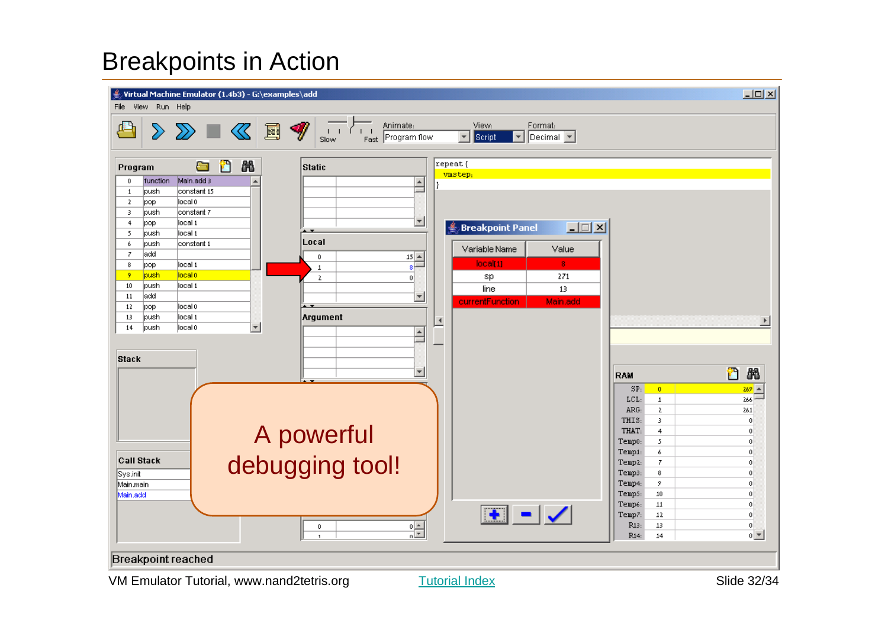# Breakpoints in Action

Virtual Machine Emulator (1.4b3) - G:\examples\add

File View Run Help

Animate: Program flow View: Script Format: Decimal

**Program**

| | | |
|---|---|---|
| 0 | function | Main.add 3 |
| 1 | push | constant 15 |
| 2 | pop | local 0 |
| 3 | push | constant 7 |
| 4 | pop | local 1 |
| 5 | push | local 1 |
| 6 | push | constant 1 |
| 7 | add | |
| 8 | pop | local 1 |
| 9 | push | local 0 |
| 10 | push | local 1 |
| 11 | add | |
| 12 | pop | local 0 |
| 13 | push | local 1 |
| 14 | push | local 0 |

**Static**

**Local**

| | |
|---|---|
| 0 | 15 |
| 1 | 8 |
| 2 | 0 |

**Argument**

```
repeat {
  vmstep;
}
```

**Breakpoint Panel**

| Variable Name | Value |
|---|---|
| local[1] | 8 |
| sp | 271 |
| line | 13 |
| currentFunction | Main.add |

**Stack**

**Call Stack**

- Sys.init
- Main.main
- Main.add

A powerful debugging tool!

**RAM**

| | | |
|---|---|---|
| SP: | 0 | 269 |
| LCL: | 1 | 266 |
| ARG: | 2 | 261 |
| THIS: | 3 | 0 |
| THAT: | 4 | 0 |
| Temp0: | 5 | 0 |
| Temp1: | 6 | 0 |
| Temp2: | 7 | 0 |
| Temp3: | 8 | 0 |
| Temp4: | 9 | 0 |
| Temp5: | 10 | 0 |
| Temp6: | 11 | 0 |
| Temp7: | 12 | 0 |
| R13: | 13 | 0 |
| R14: | 14 | 0 |

Breakpoint reached

VM Emulator Tutorial, www.nand2tetris.org Tutorial Index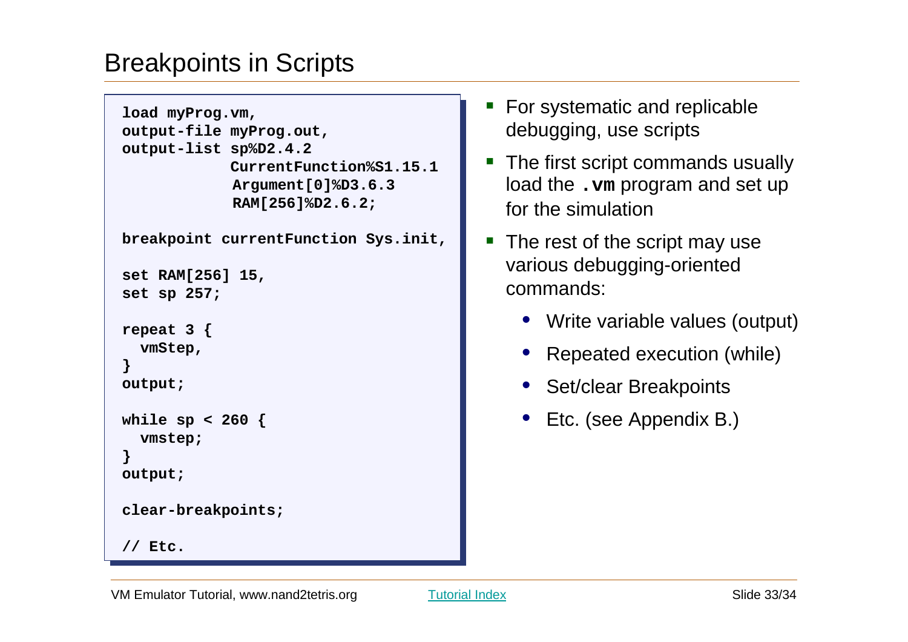# Breakpoints in Scripts

```
load myProg.vm,
output-file myProg.out,
output-list sp%D2.4.2
            CurrentFunction%S1.15.1
            Argument[0]%D3.6.3
            RAM[256]%D2.6.2;

breakpoint currentFunction Sys.init,

set RAM[256] 15,
set sp 257;

repeat 3 {
  vmStep,
}
output;

while sp < 260 {
  vmstep;
}
output;

clear-breakpoints;

// Etc.
```

- For systematic and replicable debugging, use scripts
- The first script commands usually load the **.vm** program and set up for the simulation
- The rest of the script may use various debugging-oriented commands:
  - Write variable values (output)
  - Repeated execution (while)
  - Set/clear Breakpoints
  - Etc. (see Appendix B.)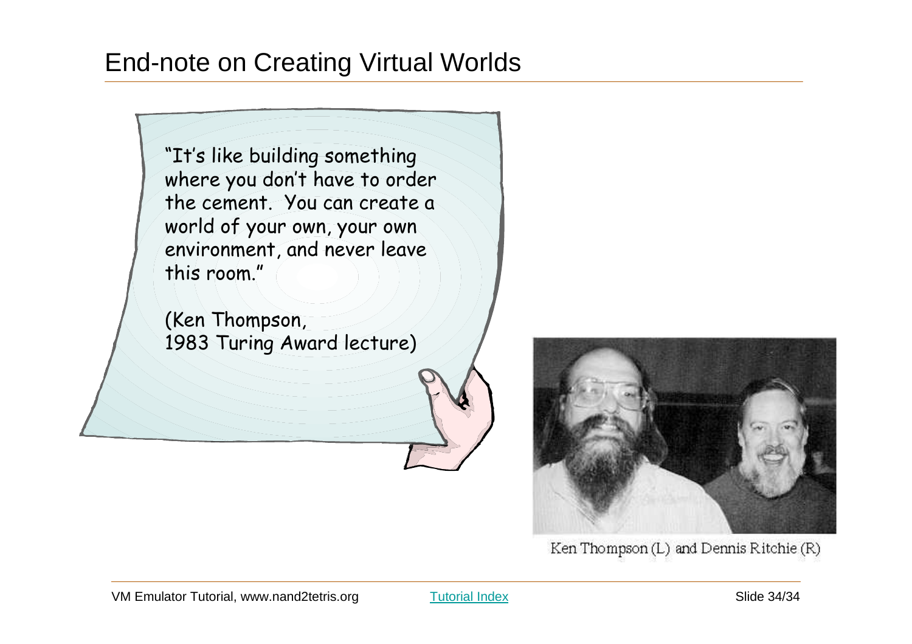# End-note on Creating Virtual Worlds

"It's like building something where you don't have to order the cement. You can create a world of your own, your own environment, and never leave this room."

(Ken Thompson,
1983 Turing Award lecture)

Ken Thompson (L) and Dennis Ritchie (R)